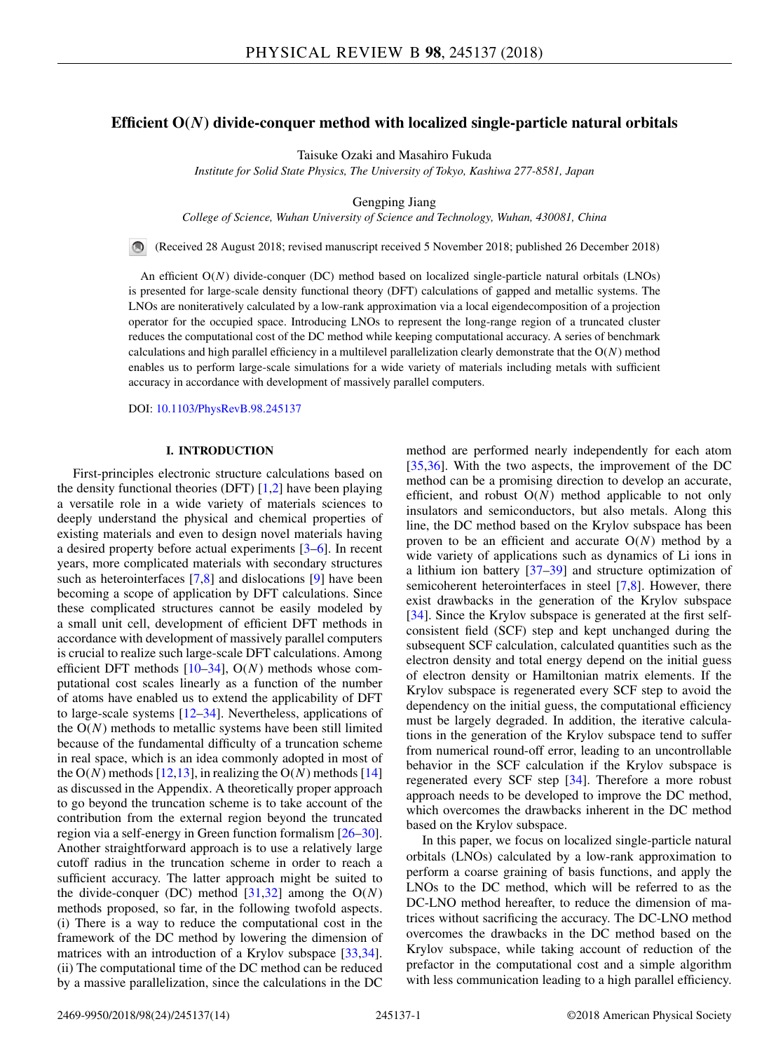# Efficient O($N$) divide-conquer method with localized single-particle natural orbitals

Taisuke Ozaki and Masahiro Fukuda

*Institute for Solid State Physics, The University of Tokyo, Kashiwa 277-8581, Japan*

Gengping Jiang

*College of Science, Wuhan University of Science and Technology, Wuhan, 430081, China*

(Received 28 August 2018; revised manuscript received 5 November 2018; published 26 December 2018)

An efficient O($N$) divide-conquer (DC) method based on localized single-particle natural orbitals (LNOs) is presented for large-scale density functional theory (DFT) calculations of gapped and metallic systems. The LNOs are noniteratively calculated by a low-rank approximation via a local eigendecomposition of a projection operator for the occupied space. Introducing LNOs to represent the long-range region of a truncated cluster reduces the computational cost of the DC method while keeping computational accuracy. A series of benchmark calculations and high parallel efficiency in a multilevel parallelization clearly demonstrate that the O($N$) method enables us to perform large-scale simulations for a wide variety of materials including metals with sufficient accuracy in accordance with development of massively parallel computers.

DOI: 10.1103/PhysRevB.98.245137

## I. INTRODUCTION

First-principles electronic structure calculations based on the density functional theories (DFT) [1,2] have been playing a versatile role in a wide variety of materials sciences to deeply understand the physical and chemical properties of existing materials and even to design novel materials having a desired property before actual experiments [3–6]. In recent years, more complicated materials with secondary structures such as heterointerfaces [7,8] and dislocations [9] have been becoming a scope of application by DFT calculations. Since these complicated structures cannot be easily modeled by a small unit cell, development of efficient DFT methods in accordance with development of massively parallel computers is crucial to realize such large-scale DFT calculations. Among efficient DFT methods [10–34], O($N$) methods whose computational cost scales linearly as a function of the number of atoms have enabled us to extend the applicability of DFT to large-scale systems [12–34]. Nevertheless, applications of the O($N$) methods to metallic systems have been still limited because of the fundamental difficulty of a truncation scheme in real space, which is an idea commonly adopted in most of the O($N$) methods [12,13], in realizing the O($N$) methods [14] as discussed in the Appendix. A theoretically proper approach to go beyond the truncation scheme is to take account of the contribution from the external region beyond the truncated region via a self-energy in Green function formalism [26–30]. Another straightforward approach is to use a relatively large cutoff radius in the truncation scheme in order to reach a sufficient accuracy. The latter approach might be suited to the divide-conquer (DC) method [31,32] among the O($N$) methods proposed, so far, in the following twofold aspects. (i) There is a way to reduce the computational cost in the framework of the DC method by lowering the dimension of matrices with an introduction of a Krylov subspace [33,34]. (ii) The computational time of the DC method can be reduced by a massive parallelization, since the calculations in the DC method are performed nearly independently for each atom [35,36]. With the two aspects, the improvement of the DC method can be a promising direction to develop an accurate, efficient, and robust O($N$) method applicable to not only insulators and semiconductors, but also metals. Along this line, the DC method based on the Krylov subspace has been proven to be an efficient and accurate O($N$) method by a wide variety of applications such as dynamics of Li ions in a lithium ion battery [37–39] and structure optimization of semicoherent heterointerfaces in steel [7,8]. However, there exist drawbacks in the generation of the Krylov subspace [34]. Since the Krylov subspace is generated at the first self-consistent field (SCF) step and kept unchanged during the subsequent SCF calculation, calculated quantities such as the electron density and total energy depend on the initial guess of electron density or Hamiltonian matrix elements. If the Krylov subspace is regenerated every SCF step to avoid the dependency on the initial guess, the computational efficiency must be largely degraded. In addition, the iterative calculations in the generation of the Krylov subspace tend to suffer from numerical round-off error, leading to an uncontrollable behavior in the SCF calculation if the Krylov subspace is regenerated every SCF step [34]. Therefore a more robust approach needs to be developed to improve the DC method, which overcomes the drawbacks inherent in the DC method based on the Krylov subspace.

In this paper, we focus on localized single-particle natural orbitals (LNOs) calculated by a low-rank approximation to perform a coarse graining of basis functions, and apply the LNOs to the DC method, which will be referred to as the DC-LNO method hereafter, to reduce the dimension of matrices without sacrificing the accuracy. The DC-LNO method overcomes the drawbacks in the DC method based on the Krylov subspace, while taking account of reduction of the prefactor in the computational cost and a simple algorithm with less communication leading to a high parallel efficiency.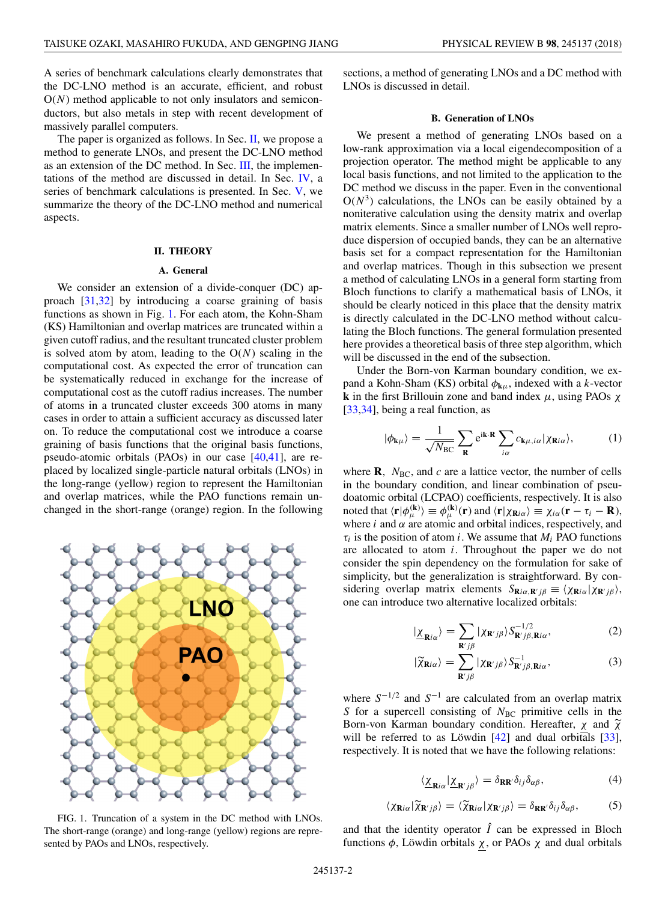A series of benchmark calculations clearly demonstrates that the DC-LNO method is an accurate, efficient, and robust O($N$) method applicable to not only insulators and semiconductors, but also metals in step with recent development of massively parallel computers.

The paper is organized as follows. In Sec. II, we propose a method to generate LNOs, and present the DC-LNO method as an extension of the DC method. In Sec. III, the implementations of the method are discussed in detail. In Sec. IV, a series of benchmark calculations is presented. In Sec. V, we summarize the theory of the DC-LNO method and numerical aspects.

## II. THEORY

### A. General

We consider an extension of a divide-conquer (DC) approach [31,32] by introducing a coarse graining of basis functions as shown in Fig. 1. For each atom, the Kohn-Sham (KS) Hamiltonian and overlap matrices are truncated within a given cutoff radius, and the resultant truncated cluster problem is solved atom by atom, leading to the O($N$) scaling in the computational cost. As expected the error of truncation can be systematically reduced in exchange for the increase of computational cost as the cutoff radius increases. The number of atoms in a truncated cluster exceeds 300 atoms in many cases in order to attain a sufficient accuracy as discussed later on. To reduce the computational cost we introduce a coarse graining of basis functions that the original basis functions, pseudo-atomic orbitals (PAOs) in our case [40,41], are replaced by localized single-particle natural orbitals (LNOs) in the long-range (yellow) region to represent the Hamiltonian and overlap matrices, while the PAO functions remain unchanged in the short-range (orange) region. In the following sections, a method of generating LNOs and a DC method with LNOs is discussed in detail.

FIG. 1. Truncation of a system in the DC method with LNOs. The short-range (orange) and long-range (yellow) regions are represented by PAOs and LNOs, respectively.

### B. Generation of LNOs

We present a method of generating LNOs based on a low-rank approximation via a local eigendecomposition of a projection operator. The method might be applicable to any local basis functions, and not limited to the application to the DC method we discuss in the paper. Even in the conventional O($N^3$) calculations, the LNOs can be easily obtained by a noniterative calculation using the density matrix and overlap matrix elements. Since a smaller number of LNOs well reproduce dispersion of occupied bands, they can be an alternative basis set for a compact representation for the Hamiltonian and overlap matrices. Though in this subsection we present a method of calculating LNOs in a general form starting from Bloch functions to clarify a mathematical basis of LNOs, it should be clearly noticed in this place that the density matrix is directly calculated in the DC-LNO method without calculating the Bloch functions. The general formulation presented here provides a theoretical basis of three step algorithm, which will be discussed in the end of the subsection.

Under the Born-von Karman boundary condition, we expand a Kohn-Sham (KS) orbital $\phi_{\mathbf{k}\mu}$, indexed with a $k$-vector $\mathbf{k}$ in the first Brillouin zone and band index $\mu$, using PAOs $\chi$ [33,34], being a real function, as

$$|\phi_{\mathbf{k}\mu}\rangle = \frac{1}{\sqrt{N_{\rm BC}}}\sum_{\mathbf{R}} e^{i\mathbf{k}\cdot\mathbf{R}} \sum_{i\alpha} c_{\mathbf{k}\mu,i\alpha}|\chi_{\mathbf{R}i\alpha}\rangle, \tag{1}$$

where $\mathbf{R}$, $N_{\rm BC}$, and $c$ are a lattice vector, the number of cells in the boundary condition, and linear combination of pseudoatomic orbital (LCPAO) coefficients, respectively. It is also noted that $\langle\mathbf{r}|\phi^{(\mathbf{k})}_{\mu}\rangle \equiv \phi^{(\mathbf{k})}_{\mu}(\mathbf{r})$ and $\langle\mathbf{r}|\chi_{\mathbf{R}i\alpha}\rangle \equiv \chi_{i\alpha}(\mathbf{r}-\tau_i-\mathbf{R})$, where $i$ and $\alpha$ are atomic and orbital indices, respectively, and $\tau_i$ is the position of atom $i$. We assume that $M_i$ PAO functions are allocated to atom $i$. Throughout the paper we do not consider the spin dependency on the formulation for sake of simplicity, but the generalization is straightforward. By considering overlap matrix elements $S_{\mathbf{R}i\alpha,\mathbf{R}'j\beta} \equiv \langle\chi_{\mathbf{R}i\alpha}|\chi_{\mathbf{R}'j\beta}\rangle$, one can introduce two alternative localized orbitals:

$$|\underline{\chi}_{\mathbf{R}i\alpha}\rangle = \sum_{\mathbf{R}'j\beta}|\chi_{\mathbf{R}'j\beta}\rangle S^{-1/2}_{\mathbf{R}'j\beta,\mathbf{R}i\alpha}, \tag{2}$$

$$|\widetilde{\chi}_{\mathbf{R}i\alpha}\rangle = \sum_{\mathbf{R}'j\beta}|\chi_{\mathbf{R}'j\beta}\rangle S^{-1}_{\mathbf{R}'j\beta,\mathbf{R}i\alpha}, \tag{3}$$

where $S^{-1/2}$ and $S^{-1}$ are calculated from an overlap matrix $S$ for a supercell consisting of $N_{\rm BC}$ primitive cells in the Born-von Karman boundary condition. Hereafter, $\underline{\chi}$ and $\widetilde{\chi}$ will be referred to as Löwdin [42] and dual orbitals [33], respectively. It is noted that we have the following relations:

$$\langle\underline{\chi}_{\mathbf{R}i\alpha}|\underline{\chi}_{\mathbf{R}'j\beta}\rangle = \delta_{\mathbf{R}\mathbf{R}'}\delta_{ij}\delta_{\alpha\beta}, \tag{4}$$

$$\langle\chi_{\mathbf{R}i\alpha}|\widetilde{\chi}_{\mathbf{R}'j\beta}\rangle = \langle\widetilde{\chi}_{\mathbf{R}i\alpha}|\chi_{\mathbf{R}'j\beta}\rangle = \delta_{\mathbf{R}\mathbf{R}'}\delta_{ij}\delta_{\alpha\beta}, \tag{5}$$

and that the identity operator $\hat{I}$ can be expressed in Bloch functions $\phi$, Löwdin orbitals $\underline{\chi}$, or PAOs $\chi$ and dual orbitals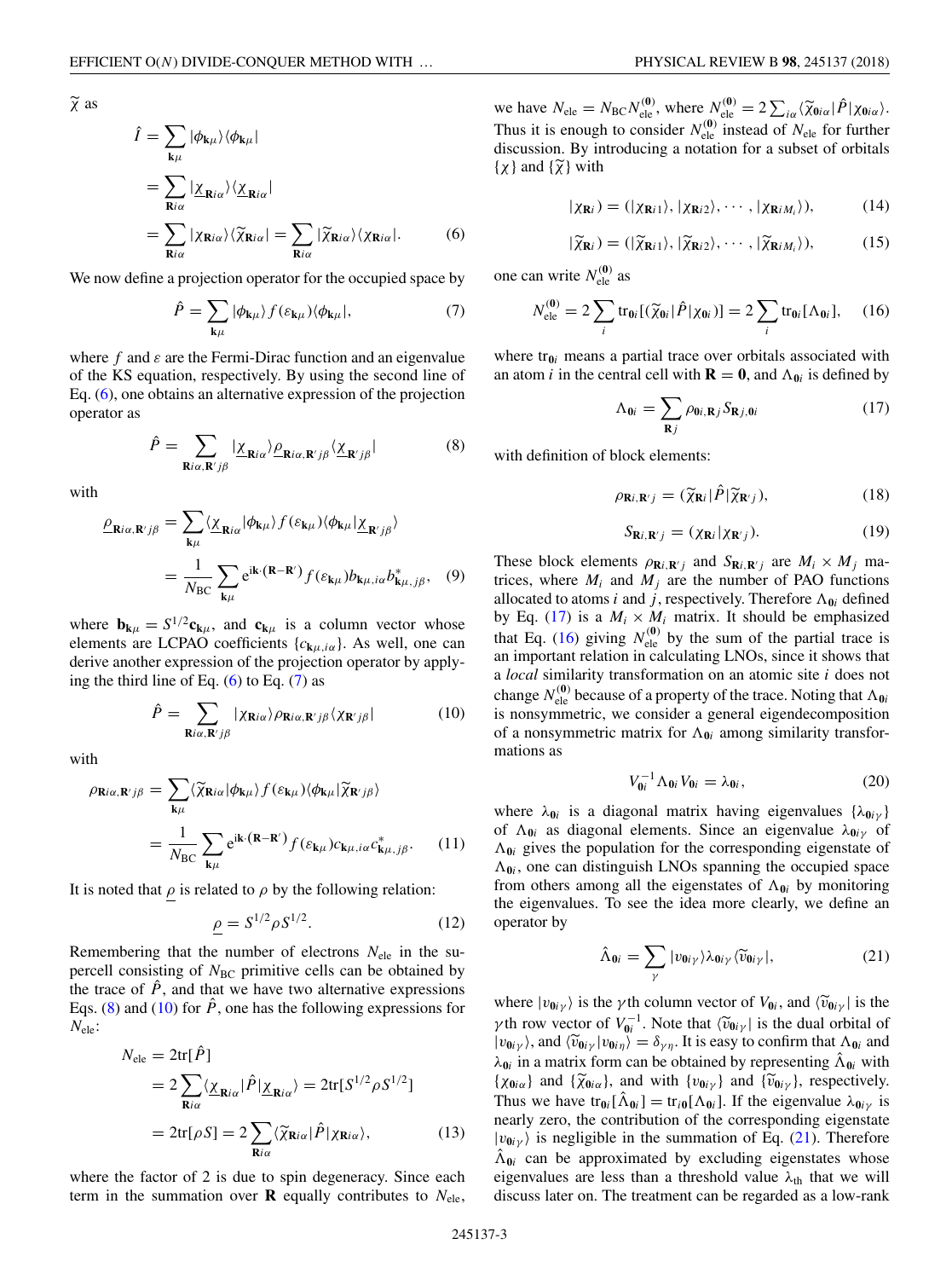$\widetilde{\chi}$ as

$$
\begin{aligned}
\hat{I} &= \sum_{\mathbf{k}\mu} |\phi_{\mathbf{k}\mu}\rangle\langle\phi_{\mathbf{k}\mu}| \\
&= \sum_{\mathbf{R}i\alpha} |\underline{\chi}_{\mathbf{R}i\alpha}\rangle\langle\underline{\chi}_{\mathbf{R}i\alpha}| \\
&= \sum_{\mathbf{R}i\alpha} |\chi_{\mathbf{R}i\alpha}\rangle\langle\widetilde{\chi}_{\mathbf{R}i\alpha}| = \sum_{\mathbf{R}i\alpha} |\widetilde{\chi}_{\mathbf{R}i\alpha}\rangle\langle\chi_{\mathbf{R}i\alpha}|.
\end{aligned} \tag{6}
$$

We now define a projection operator for the occupied space by

$$
\hat{P} = \sum_{\mathbf{k}\mu} |\phi_{\mathbf{k}\mu}\rangle f(\varepsilon_{\mathbf{k}\mu})\langle\phi_{\mathbf{k}\mu}|, \tag{7}
$$

where $f$ and $\varepsilon$ are the Fermi-Dirac function and an eigenvalue of the KS equation, respectively. By using the second line of Eq. (6), one obtains an alternative expression of the projection operator as

$$
\hat{P} = \sum_{\mathbf{R}i\alpha,\mathbf{R}'j\beta} |\underline{\chi}_{\mathbf{R}i\alpha}\rangle \underline{\rho}_{\mathbf{R}i\alpha,\mathbf{R}'j\beta} \langle\underline{\chi}_{\mathbf{R}'j\beta}| \tag{8}
$$

with

$$
\begin{aligned}
\underline{\rho}_{\mathbf{R}i\alpha,\mathbf{R}'j\beta} &= \sum_{\mathbf{k}\mu} \langle\underline{\chi}_{\mathbf{R}i\alpha}|\phi_{\mathbf{k}\mu}\rangle f(\varepsilon_{\mathbf{k}\mu})\langle\phi_{\mathbf{k}\mu}|\underline{\chi}_{\mathbf{R}'j\beta}\rangle \\
&= \frac{1}{N_{\rm BC}} \sum_{\mathbf{k}\mu} {\rm e}^{{\rm i}\mathbf{k}\cdot(\mathbf{R}-\mathbf{R}')} f(\varepsilon_{\mathbf{k}\mu}) b_{\mathbf{k}\mu,i\alpha} b^{*}_{\mathbf{k}\mu,j\beta},
\end{aligned} \tag{9}
$$

where $\mathbf{b}_{\mathbf{k}\mu} = S^{1/2}\mathbf{c}_{\mathbf{k}\mu}$, and $\mathbf{c}_{\mathbf{k}\mu}$ is a column vector whose elements are LCPAO coefficients $\{c_{\mathbf{k}\mu,i\alpha}\}$. As well, one can derive another expression of the projection operator by applying the third line of Eq. (6) to Eq. (7) as

$$
\hat{P} = \sum_{\mathbf{R}i\alpha,\mathbf{R}'j\beta} |\chi_{\mathbf{R}i\alpha}\rangle \rho_{\mathbf{R}i\alpha,\mathbf{R}'j\beta} \langle\chi_{\mathbf{R}'j\beta}| \tag{10}
$$

with

$$
\begin{aligned}
\rho_{\mathbf{R}i\alpha,\mathbf{R}'j\beta} &= \sum_{\mathbf{k}\mu} \langle\widetilde{\chi}_{\mathbf{R}i\alpha}|\phi_{\mathbf{k}\mu}\rangle f(\varepsilon_{\mathbf{k}\mu})\langle\phi_{\mathbf{k}\mu}|\widetilde{\chi}_{\mathbf{R}'j\beta}\rangle \\
&= \frac{1}{N_{\rm BC}} \sum_{\mathbf{k}\mu} {\rm e}^{{\rm i}\mathbf{k}\cdot(\mathbf{R}-\mathbf{R}')} f(\varepsilon_{\mathbf{k}\mu}) c_{\mathbf{k}\mu,i\alpha} c^{*}_{\mathbf{k}\mu,j\beta}.
\end{aligned} \tag{11}
$$

It is noted that $\underline{\rho}$ is related to $\rho$ by the following relation:

$$
\underline{\rho} = S^{1/2}\rho S^{1/2}. \tag{12}
$$

Remembering that the number of electrons $N_{\rm ele}$ in the supercell consisting of $N_{\rm BC}$ primitive cells can be obtained by the trace of $\hat{P}$, and that we have two alternative expressions Eqs. (8) and (10) for $\hat{P}$, one has the following expressions for $N_{\rm ele}$:

$$
\begin{aligned}
N_{\rm ele} &= 2{\rm tr}[\hat{P}] \\
&= 2\sum_{\mathbf{R}i\alpha} \langle\underline{\chi}_{\mathbf{R}i\alpha}|\hat{P}|\underline{\chi}_{\mathbf{R}i\alpha}\rangle = 2{\rm tr}[S^{1/2}\rho S^{1/2}] \\
&= 2{\rm tr}[\rho S] = 2\sum_{\mathbf{R}i\alpha} \langle\widetilde{\chi}_{\mathbf{R}i\alpha}|\hat{P}|\chi_{\mathbf{R}i\alpha}\rangle,
\end{aligned} \tag{13}
$$

where the factor of 2 is due to spin degeneracy. Since each term in the summation over $\mathbf{R}$ equally contributes to $N_{\rm ele}$, we have $N_{\rm ele} = N_{\rm BC}N^{(\mathbf{0})}_{\rm ele}$, where $N^{(\mathbf{0})}_{\rm ele} = 2\sum_{i\alpha}\langle\widetilde{\chi}_{\mathbf{0}i\alpha}|\hat{P}|\chi_{\mathbf{0}i\alpha}\rangle$. Thus it is enough to consider $N^{(\mathbf{0})}_{\rm ele}$ instead of $N_{\rm ele}$ for further discussion. By introducing a notation for a subset of orbitals $\{\chi\}$ and $\{\widetilde{\chi}\}$ with

$$
|\chi_{\mathbf{R}i}) = (|\chi_{\mathbf{R}i1}\rangle, |\chi_{\mathbf{R}i2}\rangle, \cdots, |\chi_{\mathbf{R}iM_i}\rangle), \tag{14}
$$

$$
|\widetilde{\chi}_{\mathbf{R}i}) = (|\widetilde{\chi}_{\mathbf{R}i1}\rangle, |\widetilde{\chi}_{\mathbf{R}i2}\rangle, \cdots, |\widetilde{\chi}_{\mathbf{R}iM_i}\rangle), \tag{15}
$$

one can write $N^{(\mathbf{0})}_{\rm ele}$ as

$$
N^{(\mathbf{0})}_{\rm ele} = 2\sum_{i} {\rm tr}_{\mathbf{0}i}[(\widetilde{\chi}_{\mathbf{0}i}|\hat{P}|\chi_{\mathbf{0}i})] = 2\sum_{i} {\rm tr}_{\mathbf{0}i}[\Lambda_{\mathbf{0}i}], \tag{16}
$$

where ${\rm tr}_{\mathbf{0}i}$ means a partial trace over orbitals associated with an atom $i$ in the central cell with $\mathbf{R} = \mathbf{0}$, and $\Lambda_{\mathbf{0}i}$ is defined by

$$
\Lambda_{\mathbf{0}i} = \sum_{\mathbf{R}j} \rho_{\mathbf{0}i,\mathbf{R}j} S_{\mathbf{R}j,\mathbf{0}i} \tag{17}
$$

with definition of block elements:

$$
\rho_{\mathbf{R}i,\mathbf{R}'j} = (\widetilde{\chi}_{\mathbf{R}i}|\hat{P}|\widetilde{\chi}_{\mathbf{R}'j}), \tag{18}
$$

$$
S_{\mathbf{R}i,\mathbf{R}'j} = (\chi_{\mathbf{R}i}|\chi_{\mathbf{R}'j}). \tag{19}
$$

These block elements $\rho_{\mathbf{R}i,\mathbf{R}'j}$ and $S_{\mathbf{R}i,\mathbf{R}'j}$ are $M_i \times M_j$ matrices, where $M_i$ and $M_j$ are the number of PAO functions allocated to atoms $i$ and $j$, respectively. Therefore $\Lambda_{\mathbf{0}i}$ defined by Eq. (17) is a $M_i \times M_i$ matrix. It should be emphasized that Eq. (16) giving $N^{(\mathbf{0})}_{\rm ele}$ by the sum of the partial trace is an important relation in calculating LNOs, since it shows that a *local* similarity transformation on an atomic site $i$ does not change $N^{(\mathbf{0})}_{\rm ele}$ because of a property of the trace. Noting that $\Lambda_{\mathbf{0}i}$ is nonsymmetric, we consider a general eigendecomposition of a nonsymmetric matrix for $\Lambda_{\mathbf{0}i}$ among similarity transformations as

$$
V^{-1}_{\mathbf{0}i}\Lambda_{\mathbf{0}i}V_{\mathbf{0}i} = \lambda_{\mathbf{0}i}, \tag{20}
$$

where $\lambda_{\mathbf{0}i}$ is a diagonal matrix having eigenvalues $\{\lambda_{\mathbf{0}i\gamma}\}$ of $\Lambda_{\mathbf{0}i}$ as diagonal elements. Since an eigenvalue $\lambda_{\mathbf{0}i\gamma}$ of $\Lambda_{\mathbf{0}i}$ gives the population for the corresponding eigenstate of $\Lambda_{\mathbf{0}i}$, one can distinguish LNOs spanning the occupied space from others among all the eigenstates of $\Lambda_{\mathbf{0}i}$ by monitoring the eigenvalues. To see the idea more clearly, we define an operator by

$$
\hat{\Lambda}_{\mathbf{0}i} = \sum_{\gamma} |v_{\mathbf{0}i\gamma}\rangle \lambda_{\mathbf{0}i\gamma} \langle\widetilde{v}_{\mathbf{0}i\gamma}|, \tag{21}
$$

where $|v_{\mathbf{0}i\gamma}\rangle$ is the $\gamma$th column vector of $V_{\mathbf{0}i}$, and $\langle\widetilde{v}_{\mathbf{0}i\gamma}|$ is the $\gamma$th row vector of $V^{-1}_{\mathbf{0}i}$. Note that $\langle\widetilde{v}_{\mathbf{0}i\gamma}|$ is the dual orbital of $|v_{\mathbf{0}i\gamma}\rangle$, and $\langle\widetilde{v}_{\mathbf{0}i\gamma}|v_{\mathbf{0}i\eta}\rangle = \delta_{\gamma\eta}$. It is easy to confirm that $\Lambda_{\mathbf{0}i}$ and $\lambda_{\mathbf{0}i}$ in a matrix form can be obtained by representing $\hat{\Lambda}_{\mathbf{0}i}$ with $\{\chi_{\mathbf{0}i\alpha}\}$ and $\{\widetilde{\chi}_{\mathbf{0}i\alpha}\}$, and with $\{v_{\mathbf{0}i\gamma}\}$ and $\{\widetilde{v}_{\mathbf{0}i\gamma}\}$, respectively. Thus we have ${\rm tr}_{\mathbf{0}i}[\hat{\Lambda}_{\mathbf{0}i}] = {\rm tr}_{i\mathbf{0}}[\Lambda_{\mathbf{0}i}]$. If the eigenvalue $\lambda_{\mathbf{0}i\gamma}$ is nearly zero, the contribution of the corresponding eigenstate $|v_{\mathbf{0}i\gamma}\rangle$ is negligible in the summation of Eq. (21). Therefore $\hat{\Lambda}_{\mathbf{0}i}$ can be approximated by excluding eigenstates whose eigenvalues are less than a threshold value $\lambda_{\rm th}$ that we will discuss later on. The treatment can be regarded as a low-rank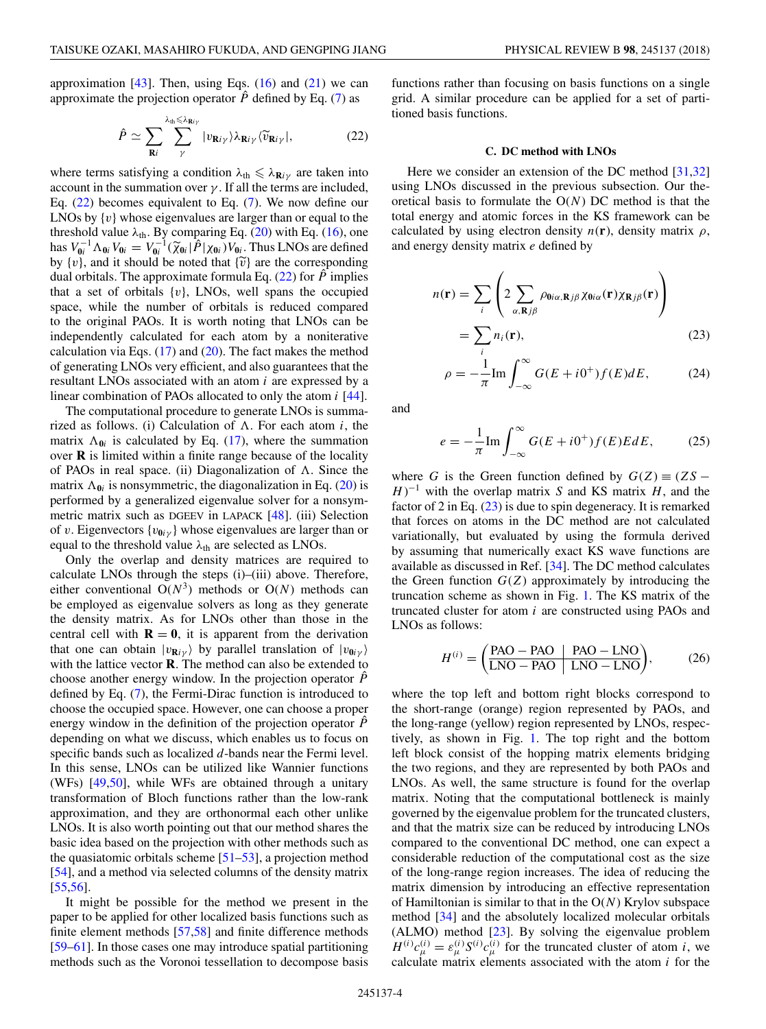approximation [43]. Then, using Eqs. (16) and (21) we can approximate the projection operator $\hat{P}$ defined by Eq. (7) as

$$\hat{P} \simeq \sum_{\mathbf{R}i} \sum_{\gamma}^{\lambda_{\rm th} \leqslant \lambda_{\mathbf{R}i\gamma}} |v_{\mathbf{R}i\gamma}\rangle \lambda_{\mathbf{R}i\gamma} \langle \widetilde{v}_{\mathbf{R}i\gamma}|, \tag{22}$$

where terms satisfying a condition $\lambda_{\rm th} \leqslant \lambda_{\mathbf{R}i\gamma}$ are taken into account in the summation over $\gamma$. If all the terms are included, Eq. (22) becomes equivalent to Eq. (7). We now define our LNOs by $\{v\}$ whose eigenvalues are larger than or equal to the threshold value $\lambda_{\rm th}$. By comparing Eq. (20) with Eq. (16), one has $V_{\mathbf{0}i}^{-1}\Lambda_{\mathbf{0}i}V_{\mathbf{0}i} = V_{\mathbf{0}i}^{-1}(\widetilde{\chi}_{\mathbf{0}i}|\hat{P}|\chi_{\mathbf{0}i})V_{\mathbf{0}i}$. Thus LNOs are defined by $\{v\}$, and it should be noted that $\{\widetilde{v}\}$ are the corresponding dual orbitals. The approximate formula Eq. (22) for $\hat{P}$ implies that a set of orbitals $\{v\}$, LNOs, well spans the occupied space, while the number of orbitals is reduced compared to the original PAOs. It is worth noting that LNOs can be independently calculated for each atom by a noniterative calculation via Eqs. (17) and (20). The fact makes the method of generating LNOs very efficient, and also guarantees that the resultant LNOs associated with an atom $i$ are expressed by a linear combination of PAOs allocated to only the atom $i$ [44].

The computational procedure to generate LNOs is summarized as follows. (i) Calculation of $\Lambda$. For each atom $i$, the matrix $\Lambda_{\mathbf{0}i}$ is calculated by Eq. (17), where the summation over $\mathbf{R}$ is limited within a finite range because of the locality of PAOs in real space. (ii) Diagonalization of $\Lambda$. Since the matrix $\Lambda_{\mathbf{0}i}$ is nonsymmetric, the diagonalization in Eq. (20) is performed by a generalized eigenvalue solver for a nonsymmetric matrix such as DGEEV in LAPACK [48]. (iii) Selection of $v$. Eigenvectors $\{v_{\mathbf{0}i\gamma}\}$ whose eigenvalues are larger than or equal to the threshold value $\lambda_{\rm th}$ are selected as LNOs.

Only the overlap and density matrices are required to calculate LNOs through the steps (i)–(iii) above. Therefore, either conventional O($N^3$) methods or O($N$) methods can be employed as eigenvalue solvers as long as they generate the density matrix. As for LNOs other than those in the central cell with $\mathbf{R} = \mathbf{0}$, it is apparent from the derivation that one can obtain $|v_{\mathbf{R}i\gamma}\rangle$ by parallel translation of $|v_{\mathbf{0}i\gamma}\rangle$ with the lattice vector $\mathbf{R}$. The method can also be extended to choose another energy window. In the projection operator $\hat{P}$ defined by Eq. (7), the Fermi-Dirac function is introduced to choose the occupied space. However, one can choose a proper energy window in the definition of the projection operator $\hat{P}$ depending on what we discuss, which enables us to focus on specific bands such as localized $d$-bands near the Fermi level. In this sense, LNOs can be utilized like Wannier functions (WFs) [49,50], while WFs are obtained through a unitary transformation of Bloch functions rather than the low-rank approximation, and they are orthonormal each other unlike LNOs. It is also worth pointing out that our method shares the basic idea based on the projection with other methods such as the quasiatomic orbitals scheme [51–53], a projection method [54], and a method via selected columns of the density matrix [55,56].

It might be possible for the method we present in the paper to be applied for other localized basis functions such as finite element methods [57,58] and finite difference methods [59–61]. In those cases one may introduce spatial partitioning methods such as the Voronoi tessellation to decompose basis functions rather than focusing on basis functions on a single grid. A similar procedure can be applied for a set of partitioned basis functions.

### C. DC method with LNOs

Here we consider an extension of the DC method [31,32] using LNOs discussed in the previous subsection. Our theoretical basis to formulate the O($N$) DC method is that the total energy and atomic forces in the KS framework can be calculated by using electron density $n(\mathbf{r})$, density matrix $\rho$, and energy density matrix $e$ defined by

$$\begin{aligned} n(\mathbf{r}) &= \sum_i \left( 2 \sum_{\alpha,\mathbf{R}j\beta} \rho_{\mathbf{0}i\alpha,\mathbf{R}j\beta}\chi_{\mathbf{0}i\alpha}(\mathbf{r})\chi_{\mathbf{R}j\beta}(\mathbf{r}) \right) \\ &= \sum_i n_i(\mathbf{r}), \end{aligned} \tag{23}$$

$$\rho = -\frac{1}{\pi}{\rm Im}\int_{-\infty}^{\infty} G(E + i0^+)f(E)dE, \tag{24}$$

and

$$e = -\frac{1}{\pi}{\rm Im}\int_{-\infty}^{\infty} G(E + i0^+)f(E)EdE, \tag{25}$$

where $G$ is the Green function defined by $G(Z) \equiv (ZS - H)^{-1}$ with the overlap matrix $S$ and KS matrix $H$, and the factor of 2 in Eq. (23) is due to spin degeneracy. It is remarked that forces on atoms in the DC method are not calculated variationally, but evaluated by using the formula derived by assuming that numerically exact KS wave functions are available as discussed in Ref. [34]. The DC method calculates the Green function $G(Z)$ approximately by introducing the truncation scheme as shown in Fig. 1. The KS matrix of the truncated cluster for atom $i$ are constructed using PAOs and LNOs as follows:

$$H^{(i)} = \left( \begin{array}{c|c} {\rm PAO-PAO} & {\rm PAO-LNO} \\ \hline {\rm LNO-PAO} & {\rm LNO-LNO} \end{array} \right), \tag{26}$$

where the top left and bottom right blocks correspond to the short-range (orange) region represented by PAOs, and the long-range (yellow) region represented by LNOs, respectively, as shown in Fig. 1. The top right and the bottom left blocks consist of the hopping matrix elements bridging the two regions, and they are represented by both PAOs and LNOs. As well, the same structure is found for the overlap matrix. Noting that the computational bottleneck is mainly governed by the eigenvalue problem for the truncated clusters, and that the matrix size can be reduced by introducing LNOs compared to the conventional DC method, one can expect a considerable reduction of the computational cost as the size of the long-range region increases. The idea of reducing the matrix dimension by introducing an effective representation of Hamiltonian is similar to that in the O($N$) Krylov subspace method [34] and the absolutely localized molecular orbitals (ALMO) method [23]. By solving the eigenvalue problem $H^{(i)}c_{\mu}^{(i)} = \varepsilon_{\mu}^{(i)}S^{(i)}c_{\mu}^{(i)}$ for the truncated cluster of atom $i$, we calculate matrix elements associated with the atom $i$ for the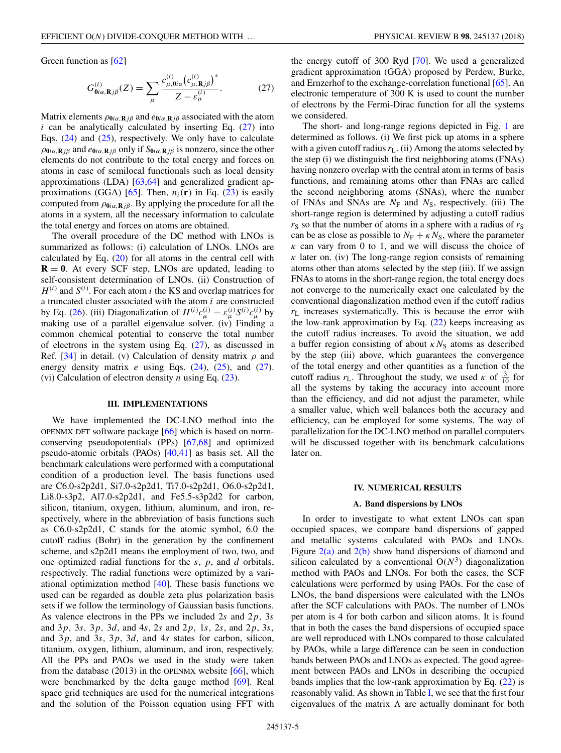Green function as [62]

$$G^{(i)}_{\mathbf{0}i\alpha,\mathbf{R}j\beta}(Z) = \sum_{\mu} \frac{c^{(i)}_{\mu,\mathbf{0}i\alpha}\left(c^{(i)}_{\mu,\mathbf{R}j\beta}\right)^*}{Z - \varepsilon^{(i)}_{\mu}}. \tag{27}$$

Matrix elements $\rho_{\mathbf{0}i\alpha,\mathbf{R}j\beta}$ and $e_{\mathbf{0}i\alpha,\mathbf{R}j\beta}$ associated with the atom $i$ can be analytically calculated by inserting Eq. (27) into Eqs. (24) and (25), respectively. We only have to calculate $\rho_{\mathbf{0}i\alpha,\mathbf{R}j\beta}$ and $e_{\mathbf{0}i\alpha,\mathbf{R}j\beta}$ only if $S_{\mathbf{0}i\alpha,\mathbf{R}j\beta}$ is nonzero, since the other elements do not contribute to the total energy and forces on atoms in case of semilocal functionals such as local density approximations (LDA) [63,64] and generalized gradient approximations (GGA) [65]. Then, $n_i(\mathbf{r})$ in Eq. (23) is easily computed from $\rho_{\mathbf{0}i\alpha,\mathbf{R}j\beta}$. By applying the procedure for all the atoms in a system, all the necessary information to calculate the total energy and forces on atoms are obtained.

The overall procedure of the DC method with LNOs is summarized as follows: (i) calculation of LNOs. LNOs are calculated by Eq. (20) for all atoms in the central cell with $\mathbf{R} = \mathbf{0}$. At every SCF step, LNOs are updated, leading to self-consistent determination of LNOs. (ii) Construction of $H^{(i)}$ and $S^{(i)}$. For each atom $i$ the KS and overlap matrices for a truncated cluster associated with the atom $i$ are constructed by Eq. (26). (iii) Diagonalization of $H^{(i)}c^{(i)}_{\mu} = \varepsilon^{(i)}_{\mu}S^{(i)}c^{(i)}_{\mu}$ by making use of a parallel eigenvalue solver. (iv) Finding a common chemical potential to conserve the total number of electrons in the system using Eq. (27), as discussed in Ref. [34] in detail. (v) Calculation of density matrix $\rho$ and energy density matrix $e$ using Eqs. (24), (25), and (27). (vi) Calculation of electron density $n$ using Eq. (23).

## III. IMPLEMENTATIONS

We have implemented the DC-LNO method into the OPENMX DFT software package [66] which is based on norm-conserving pseudopotentials (PPs) [67,68] and optimized pseudo-atomic orbitals (PAOs) [40,41] as basis set. All the benchmark calculations were performed with a computational condition of a production level. The basis functions used are C6.0-s2p2d1, Si7.0-s2p2d1, Ti7.0-s2p2d1, O6.0-s2p2d1, Li8.0-s3p2, Al7.0-s2p2d1, and Fe5.5-s3p2d2 for carbon, silicon, titanium, oxygen, lithium, aluminum, and iron, respectively, where in the abbreviation of basis functions such as C6.0-s2p2d1, C stands for the atomic symbol, 6.0 the cutoff radius (Bohr) in the generation by the confinement scheme, and s2p2d1 means the employment of two, two, and one optimized radial functions for the $s$, $p$, and $d$ orbitals, respectively. The radial functions were optimized by a variational optimization method [40]. These basis functions we used can be regarded as double zeta plus polarization basis sets if we follow the terminology of Gaussian basis functions. As valence electrons in the PPs we included $2s$ and $2p$, $3s$ and $3p$, $3s$, $3p$, $3d$, and $4s$, $2s$ and $2p$, $1s$, $2s$, and $2p$, $3s$, and $3p$, and $3s$, $3p$, $3d$, and $4s$ states for carbon, silicon, titanium, oxygen, lithium, aluminum, and iron, respectively. All the PPs and PAOs we used in the study were taken from the database (2013) in the OPENMX website [66], which were benchmarked by the delta gauge method [69]. Real space grid techniques are used for the numerical integrations and the solution of the Poisson equation using FFT with the energy cutoff of 300 Ryd [70]. We used a generalized gradient approximation (GGA) proposed by Perdew, Burke, and Ernzerhof to the exchange-correlation functional [65]. An electronic temperature of 300 K is used to count the number of electrons by the Fermi-Dirac function for all the systems we considered.

The short- and long-range regions depicted in Fig. 1 are determined as follows. (i) We first pick up atoms in a sphere with a given cutoff radius $r_{\rm L}$. (ii) Among the atoms selected by the step (i) we distinguish the first neighboring atoms (FNAs) having nonzero overlap with the central atom in terms of basis functions, and remaining atoms other than FNAs are called the second neighboring atoms (SNAs), where the number of FNAs and SNAs are $N_{\rm F}$ and $N_{\rm S}$, respectively. (iii) The short-range region is determined by adjusting a cutoff radius $r_{\rm S}$ so that the number of atoms in a sphere with a radius of $r_{\rm S}$ can be as close as possible to $N_{\rm F} + \kappa N_{\rm S}$, where the parameter $\kappa$ can vary from 0 to 1, and we will discuss the choice of $\kappa$ later on. (iv) The long-range region consists of remaining atoms other than atoms selected by the step (iii). If we assign FNAs to atoms in the short-range region, the total energy does not converge to the numerically exact one calculated by the conventional diagonalization method even if the cutoff radius $r_{\rm L}$ increases systematically. This is because the error with the low-rank approximation by Eq. (22) keeps increasing as the cutoff radius increases. To avoid the situation, we add a buffer region consisting of about $\kappa N_{\rm S}$ atoms as described by the step (iii) above, which guarantees the convergence of the total energy and other quantities as a function of the cutoff radius $r_{\rm L}$. Throughout the study, we used $\kappa$ of $\frac{3}{10}$ for all the systems by taking the accuracy into account more than the efficiency, and did not adjust the parameter, while a smaller value, which well balances both the accuracy and efficiency, can be employed for some systems. The way of parallelization for the DC-LNO method on parallel computers will be discussed together with its benchmark calculations later on.

## IV. NUMERICAL RESULTS

### A. Band dispersions by LNOs

In order to investigate to what extent LNOs can span occupied spaces, we compare band dispersions of gapped and metallic systems calculated with PAOs and LNOs. Figure 2(a) and 2(b) show band dispersions of diamond and silicon calculated by a conventional O($N^3$) diagonalization method with PAOs and LNOs. For both the cases, the SCF calculations were performed by using PAOs. For the case of LNOs, the band dispersions were calculated with the LNOs after the SCF calculations with PAOs. The number of LNOs per atom is 4 for both carbon and silicon atoms. It is found that in both the cases the band dispersions of occupied space are well reproduced with LNOs compared to those calculated by PAOs, while a large difference can be seen in conduction bands between PAOs and LNOs as expected. The good agreement between PAOs and LNOs in describing the occupied bands implies that the low-rank approximation by Eq. (22) is reasonably valid. As shown in Table I, we see that the first four eigenvalues of the matrix $\Lambda$ are actually dominant for both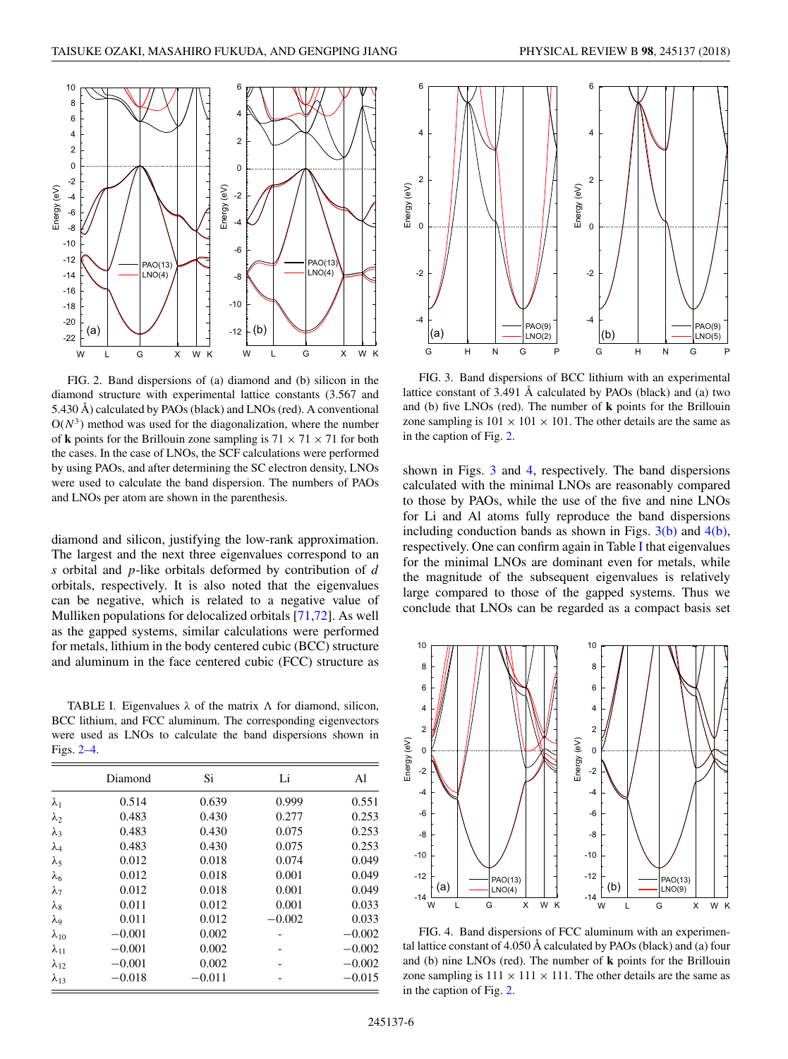FIG. 2. Band dispersions of (a) diamond and (b) silicon in the diamond structure with experimental lattice constants (3.567 and 5.430 Å) calculated by PAOs (black) and LNOs (red). A conventional $O(N^3)$ method was used for the diagonalization, where the number of **k** points for the Brillouin zone sampling is $71 \times 71 \times 71$ for both the cases. In the case of LNOs, the SCF calculations were performed by using PAOs, and after determining the SC electron density, LNOs were used to calculate the band dispersion. The numbers of PAOs and LNOs per atom are shown in the parenthesis.

diamond and silicon, justifying the low-rank approximation. The largest and the next three eigenvalues correspond to an $s$ orbital and $p$-like orbitals deformed by contribution of $d$ orbitals, respectively. It is also noted that the eigenvalues can be negative, which is related to a negative value of Mulliken populations for delocalized orbitals [71,72]. As well as the gapped systems, similar calculations were performed for metals, lithium in the body centered cubic (BCC) structure and aluminum in the face centered cubic (FCC) structure as shown in Figs. 3 and 4, respectively. The band dispersions calculated with the minimal LNOs are reasonably compared to those by PAOs, while the use of the five and nine LNOs for Li and Al atoms fully reproduce the band dispersions including conduction bands as shown in Figs. 3(b) and 4(b), respectively. One can confirm again in Table I that eigenvalues for the minimal LNOs are dominant even for metals, while the magnitude of the subsequent eigenvalues is relatively large compared to those of the gapped systems. Thus we conclude that LNOs can be regarded as a compact basis set

TABLE I. Eigenvalues $\lambda$ of the matrix $\Lambda$ for diamond, silicon, BCC lithium, and FCC aluminum. The corresponding eigenvectors were used as LNOs to calculate the band dispersions shown in Figs. 2–4.

| | Diamond | Si | Li | Al |
|---|---|---|---|---|
| $\lambda_1$ | 0.514 | 0.639 | 0.999 | 0.551 |
| $\lambda_2$ | 0.483 | 0.430 | 0.277 | 0.253 |
| $\lambda_3$ | 0.483 | 0.430 | 0.075 | 0.253 |
| $\lambda_4$ | 0.483 | 0.430 | 0.075 | 0.253 |
| $\lambda_5$ | 0.012 | 0.018 | 0.074 | 0.049 |
| $\lambda_6$ | 0.012 | 0.018 | 0.001 | 0.049 |
| $\lambda_7$ | 0.012 | 0.018 | 0.001 | 0.049 |
| $\lambda_8$ | 0.011 | 0.012 | 0.001 | 0.033 |
| $\lambda_9$ | 0.011 | 0.012 | −0.002 | 0.033 |
| $\lambda_{10}$ | −0.001 | 0.002 | - | −0.002 |
| $\lambda_{11}$ | −0.001 | 0.002 | - | −0.002 |
| $\lambda_{12}$ | −0.001 | 0.002 | - | −0.002 |
| $\lambda_{13}$ | −0.018 | −0.011 | - | −0.015 |

FIG. 3. Band dispersions of BCC lithium with an experimental lattice constant of 3.491 Å calculated by PAOs (black) and (a) two and (b) five LNOs (red). The number of **k** points for the Brillouin zone sampling is $101 \times 101 \times 101$. The other details are the same as in the caption of Fig. 2.

FIG. 4. Band dispersions of FCC aluminum with an experimental lattice constant of 4.050 Å calculated by PAOs (black) and (a) four and (b) nine LNOs (red). The number of **k** points for the Brillouin zone sampling is $111 \times 111 \times 111$. The other details are the same as in the caption of Fig. 2.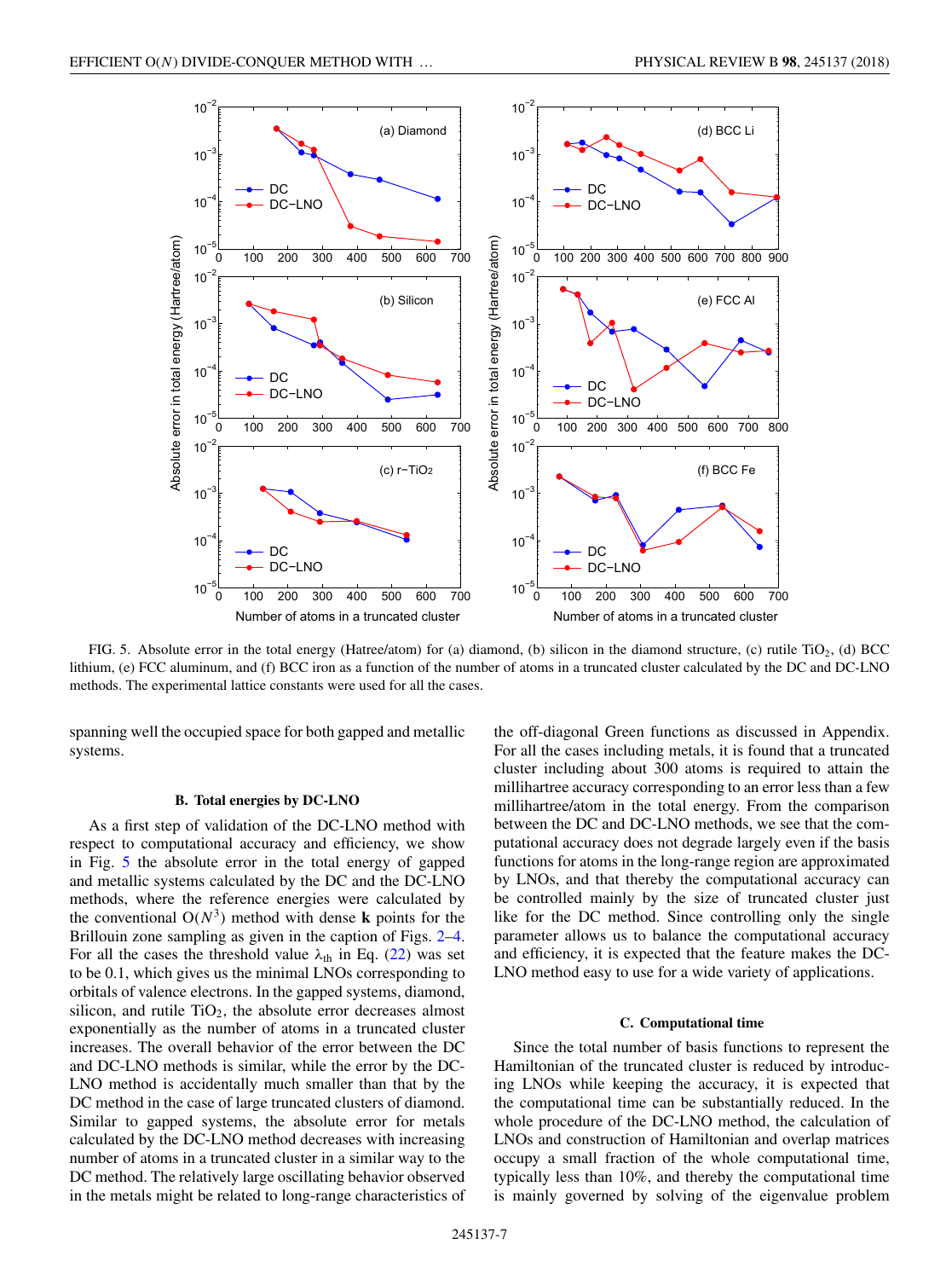(a) Diamond
(b) Silicon
(c) r−TiO2
(d) BCC Li
(e) FCC Al
(f) BCC Fe

DC
DC−LNO

Absolute error in total energy (Hartree/atom)

Number of atoms in a truncated cluster

FIG. 5. Absolute error in the total energy (Hatree/atom) for (a) diamond, (b) silicon in the diamond structure, (c) rutile $TiO_2$, (d) BCC lithium, (e) FCC aluminum, and (f) BCC iron as a function of the number of atoms in a truncated cluster calculated by the DC and DC-LNO methods. The experimental lattice constants were used for all the cases.

spanning well the occupied space for both gapped and metallic systems.

### B. Total energies by DC-LNO

As a first step of validation of the DC-LNO method with respect to computational accuracy and efficiency, we show in Fig. 5 the absolute error in the total energy of gapped and metallic systems calculated by the DC and the DC-LNO methods, where the reference energies were calculated by the conventional $O(N^3)$ method with dense **k** points for the Brillouin zone sampling as given in the caption of Figs. 2–4. For all the cases the threshold value $\lambda_{\rm th}$ in Eq. (22) was set to be 0.1, which gives us the minimal LNOs corresponding to orbitals of valence electrons. In the gapped systems, diamond, silicon, and rutile $TiO_2$, the absolute error decreases almost exponentially as the number of atoms in a truncated cluster increases. The overall behavior of the error between the DC and DC-LNO methods is similar, while the error by the DC-LNO method is accidentally much smaller than that by the DC method in the case of large truncated clusters of diamond. Similar to gapped systems, the absolute error for metals calculated by the DC-LNO method decreases with increasing number of atoms in a truncated cluster in a similar way to the DC method. The relatively large oscillating behavior observed in the metals might be related to long-range characteristics of the off-diagonal Green functions as discussed in Appendix. For all the cases including metals, it is found that a truncated cluster including about 300 atoms is required to attain the millihartree accuracy corresponding to an error less than a few millihartree/atom in the total energy. From the comparison between the DC and DC-LNO methods, we see that the computational accuracy does not degrade largely even if the basis functions for atoms in the long-range region are approximated by LNOs, and that thereby the computational accuracy can be controlled mainly by the size of truncated cluster just like for the DC method. Since controlling only the single parameter allows us to balance the computational accuracy and efficiency, it is expected that the feature makes the DC-LNO method easy to use for a wide variety of applications.

### C. Computational time

Since the total number of basis functions to represent the Hamiltonian of the truncated cluster is reduced by introducing LNOs while keeping the accuracy, it is expected that the computational time can be substantially reduced. In the whole procedure of the DC-LNO method, the calculation of LNOs and construction of Hamiltonian and overlap matrices occupy a small fraction of the whole computational time, typically less than 10%, and thereby the computational time is mainly governed by solving of the eigenvalue problem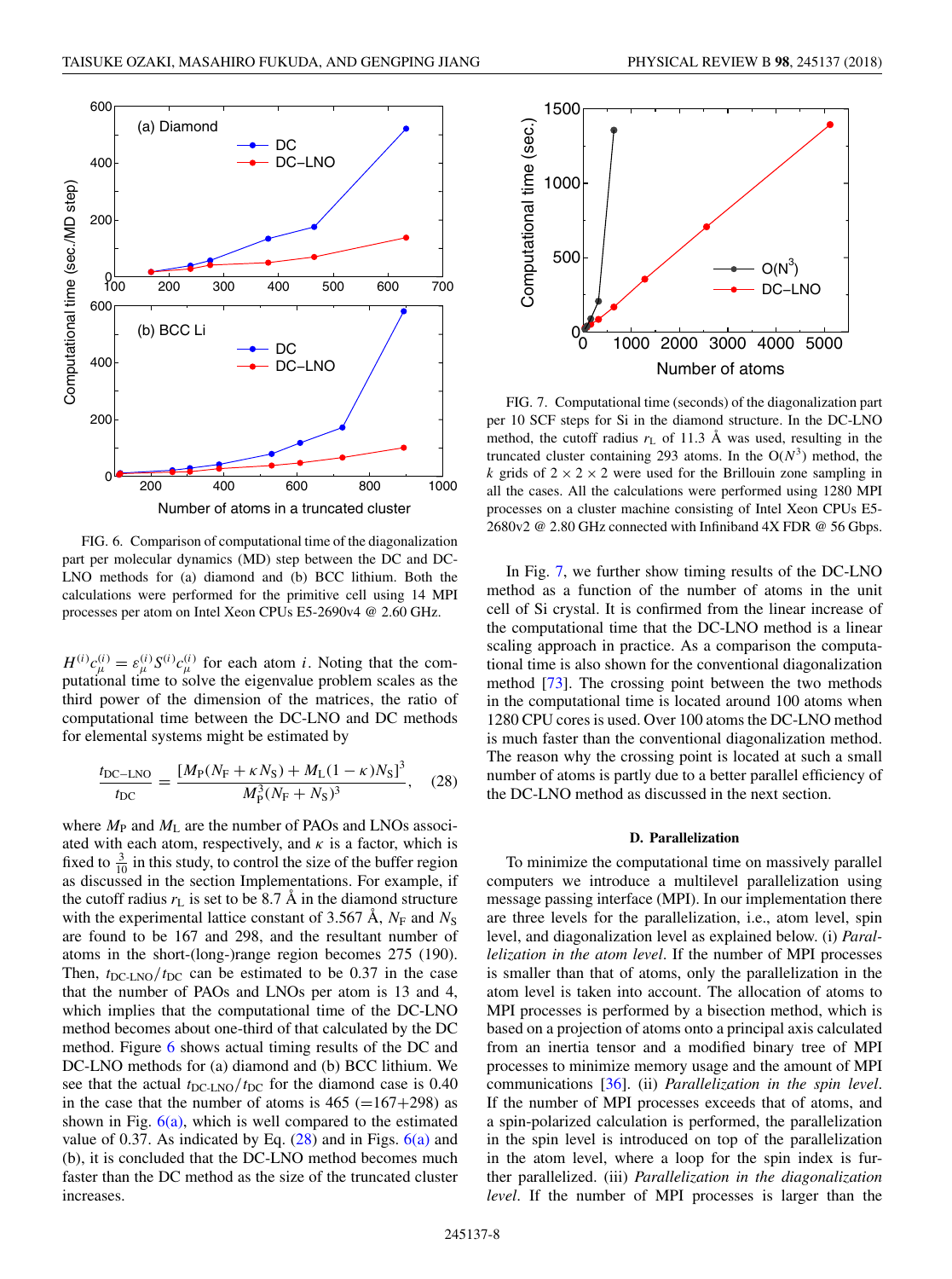FIG. 6. Comparison of computational time of the diagonalization part per molecular dynamics (MD) step between the DC and DC-LNO methods for (a) diamond and (b) BCC lithium. Both the calculations were performed for the primitive cell using 14 MPI processes per atom on Intel Xeon CPUs E5-2690v4 @ 2.60 GHz.

$H^{(i)}c_{\mu}^{(i)} = \varepsilon_{\mu}^{(i)} S^{(i)} c_{\mu}^{(i)}$ for each atom $i$. Noting that the computational time to solve the eigenvalue problem scales as the third power of the dimension of the matrices, the ratio of computational time between the DC-LNO and DC methods for elemental systems might be estimated by

$$\frac{t_{\text{DC-LNO}}}{t_{\text{DC}}} = \frac{[M_{\text{P}}(N_{\text{F}} + \kappa N_{\text{S}}) + M_{\text{L}}(1-\kappa)N_{\text{S}}]^3}{M_{\text{P}}^3 (N_{\text{F}} + N_{\text{S}})^3}, \quad (28)$$

where $M_{\text{P}}$ and $M_{\text{L}}$ are the number of PAOs and LNOs associated with each atom, respectively, and $\kappa$ is a factor, which is fixed to $\frac{3}{10}$ in this study, to control the size of the buffer region as discussed in the section Implementations. For example, if the cutoff radius $r_{\text{L}}$ is set to be 8.7 Å in the diamond structure with the experimental lattice constant of 3.567 Å, $N_{\text{F}}$ and $N_{\text{S}}$ are found to be 167 and 298, and the resultant number of atoms in the short-(long-)range region becomes 275 (190). Then, $t_{\text{DC-LNO}}/t_{\text{DC}}$ can be estimated to be 0.37 in the case that the number of PAOs and LNOs per atom is 13 and 4, which implies that the computational time of the DC-LNO method becomes about one-third of that calculated by the DC method. Figure 6 shows actual timing results of the DC and DC-LNO methods for (a) diamond and (b) BCC lithium. We see that the actual $t_{\text{DC-LNO}}/t_{\text{DC}}$ for the diamond case is 0.40 in the case that the number of atoms is 465 (=167+298) as shown in Fig. 6(a), which is well compared to the estimated value of 0.37. As indicated by Eq. (28) and in Figs. 6(a) and (b), it is concluded that the DC-LNO method becomes much faster than the DC method as the size of the truncated cluster increases.

FIG. 7. Computational time (seconds) of the diagonalization part per 10 SCF steps for Si in the diamond structure. In the DC-LNO method, the cutoff radius $r_{\text{L}}$ of 11.3 Å was used, resulting in the truncated cluster containing 293 atoms. In the O($N^3$) method, the $k$ grids of $2 \times 2 \times 2$ were used for the Brillouin zone sampling in all the cases. All the calculations were performed using 1280 MPI processes on a cluster machine consisting of Intel Xeon CPUs E5-2680v2 @ 2.80 GHz connected with Infiniband 4X FDR @ 56 Gbps.

In Fig. 7, we further show timing results of the DC-LNO method as a function of the number of atoms in the unit cell of Si crystal. It is confirmed from the linear increase of the computational time that the DC-LNO method is a linear scaling approach in practice. As a comparison the computational time is also shown for the conventional diagonalization method [73]. The crossing point between the two methods in the computational time is located around 100 atoms when 1280 CPU cores is used. Over 100 atoms the DC-LNO method is much faster than the conventional diagonalization method. The reason why the crossing point is located at such a small number of atoms is partly due to a better parallel efficiency of the DC-LNO method as discussed in the next section.

### D. Parallelization

To minimize the computational time on massively parallel computers we introduce a multilevel parallelization using message passing interface (MPI). In our implementation there are three levels for the parallelization, i.e., atom level, spin level, and diagonalization level as explained below. (i) *Parallelization in the atom level*. If the number of MPI processes is smaller than that of atoms, only the parallelization in the atom level is taken into account. The allocation of atoms to MPI processes is performed by a bisection method, which is based on a projection of atoms onto a principal axis calculated from an inertia tensor and a modified binary tree of MPI processes to minimize memory usage and the amount of MPI communications [36]. (ii) *Parallelization in the spin level*. If the number of MPI processes exceeds that of atoms, and a spin-polarized calculation is performed, the parallelization in the spin level is introduced on top of the parallelization in the atom level, where a loop for the spin index is further parallelized. (iii) *Parallelization in the diagonalization level*. If the number of MPI processes is larger than the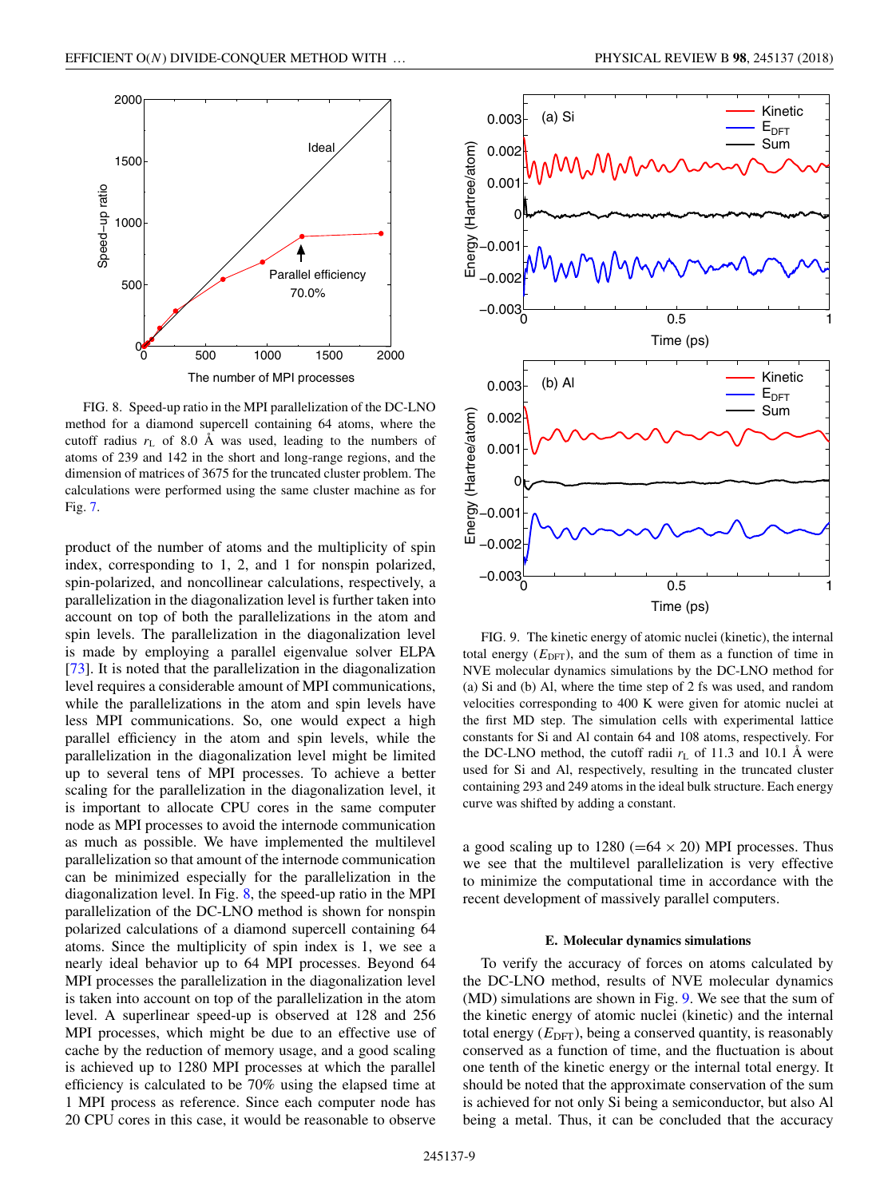FIG. 8. Speed-up ratio in the MPI parallelization of the DC-LNO method for a diamond supercell containing 64 atoms, where the cutoff radius $r_L$ of 8.0 Å was used, leading to the numbers of atoms of 239 and 142 in the short and long-range regions, and the dimension of matrices of 3675 for the truncated cluster problem. The calculations were performed using the same cluster machine as for Fig. 7.

product of the number of atoms and the multiplicity of spin index, corresponding to 1, 2, and 1 for nonspin polarized, spin-polarized, and noncollinear calculations, respectively, a parallelization in the diagonalization level is further taken into account on top of both the parallelizations in the atom and spin levels. The parallelization in the diagonalization level is made by employing a parallel eigenvalue solver ELPA [73]. It is noted that the parallelization in the diagonalization level requires a considerable amount of MPI communications, while the parallelizations in the atom and spin levels have less MPI communications. So, one would expect a high parallel efficiency in the atom and spin levels, while the parallelization in the diagonalization level might be limited up to several tens of MPI processes. To achieve a better scaling for the parallelization in the diagonalization level, it is important to allocate CPU cores in the same computer node as MPI processes to avoid the internode communication as much as possible. We have implemented the multilevel parallelization so that amount of the internode communication can be minimized especially for the parallelization in the diagonalization level. In Fig. 8, the speed-up ratio in the MPI parallelization of the DC-LNO method is shown for nonspin polarized calculations of a diamond supercell containing 64 atoms. Since the multiplicity of spin index is 1, we see a nearly ideal behavior up to 64 MPI processes. Beyond 64 MPI processes the parallelization in the diagonalization level is taken into account on top of the parallelization in the atom level. A superlinear speed-up is observed at 128 and 256 MPI processes, which might be due to an efficient use of cache by the reduction of memory usage, and a good scaling is achieved up to 1280 MPI processes at which the parallel efficiency is calculated to be 70% using the elapsed time at 1 MPI process as reference. Since each computer node has 20 CPU cores in this case, it would be reasonable to observe a good scaling up to 1280 (=64 × 20) MPI processes. Thus we see that the multilevel parallelization is very effective to minimize the computational time in accordance with the recent development of massively parallel computers.

FIG. 9. The kinetic energy of atomic nuclei (kinetic), the internal total energy ($E_{DFT}$), and the sum of them as a function of time in NVE molecular dynamics simulations by the DC-LNO method for (a) Si and (b) Al, where the time step of 2 fs was used, and random velocities corresponding to 400 K were given for atomic nuclei at the first MD step. The simulation cells with experimental lattice constants for Si and Al contain 64 and 108 atoms, respectively. For the DC-LNO method, the cutoff radii $r_L$ of 11.3 and 10.1 Å were used for Si and Al, respectively, resulting in the truncated cluster containing 293 and 249 atoms in the ideal bulk structure. Each energy curve was shifted by adding a constant.

### E. Molecular dynamics simulations

To verify the accuracy of forces on atoms calculated by the DC-LNO method, results of NVE molecular dynamics (MD) simulations are shown in Fig. 9. We see that the sum of the kinetic energy of atomic nuclei (kinetic) and the internal total energy ($E_{DFT}$), being a conserved quantity, is reasonably conserved as a function of time, and the fluctuation is about one tenth of the kinetic energy or the internal total energy. It should be noted that the approximate conservation of the sum is achieved for not only Si being a semiconductor, but also Al being a metal. Thus, it can be concluded that the accuracy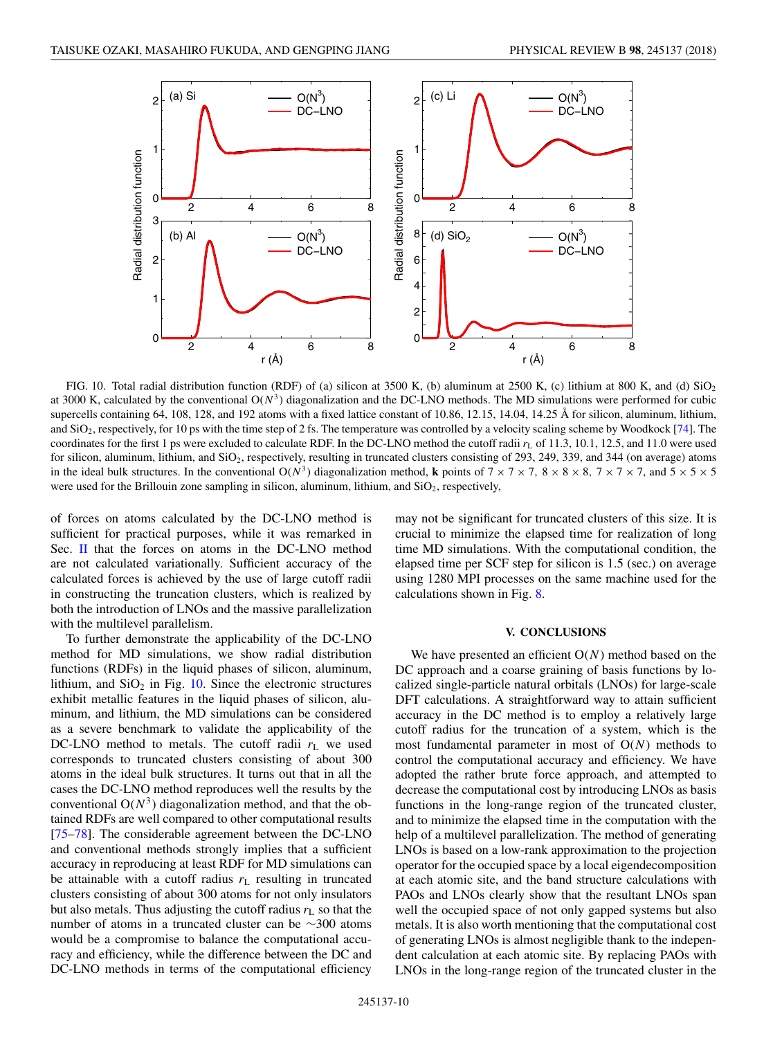FIG. 10. Total radial distribution function (RDF) of (a) silicon at 3500 K, (b) aluminum at 2500 K, (c) lithium at 800 K, and (d) $SiO_2$ at 3000 K, calculated by the conventional $O(N^3)$ diagonalization and the DC-LNO methods. The MD simulations were performed for cubic supercells containing 64, 108, 128, and 192 atoms with a fixed lattice constant of 10.86, 12.15, 14.04, 14.25 Å for silicon, aluminum, lithium, and $SiO_2$, respectively, for 10 ps with the time step of 2 fs. The temperature was controlled by a velocity scaling scheme by Woodkock [74]. The coordinates for the first 1 ps were excluded to calculate RDF. In the DC-LNO method the cutoff radii $r_L$ of 11.3, 10.1, 12.5, and 11.0 were used for silicon, aluminum, lithium, and $SiO_2$, respectively, resulting in truncated clusters consisting of 293, 249, 339, and 344 (on average) atoms in the ideal bulk structures. In the conventional $O(N^3)$ diagonalization method, **k** points of $7 \times 7 \times 7$, $8 \times 8 \times 8$, $7 \times 7 \times 7$, and $5 \times 5 \times 5$ were used for the Brillouin zone sampling in silicon, aluminum, lithium, and $SiO_2$, respectively,

of forces on atoms calculated by the DC-LNO method is sufficient for practical purposes, while it was remarked in Sec. II that the forces on atoms in the DC-LNO method are not calculated variationally. Sufficient accuracy of the calculated forces is achieved by the use of large cutoff radii in constructing the truncation clusters, which is realized by both the introduction of LNOs and the massive parallelization with the multilevel parallelism.

To further demonstrate the applicability of the DC-LNO method for MD simulations, we show radial distribution functions (RDFs) in the liquid phases of silicon, aluminum, lithium, and $SiO_2$ in Fig. 10. Since the electronic structures exhibit metallic features in the liquid phases of silicon, aluminum, and lithium, the MD simulations can be considered as a severe benchmark to validate the applicability of the DC-LNO method to metals. The cutoff radii $r_L$ we used corresponds to truncated clusters consisting of about 300 atoms in the ideal bulk structures. It turns out that in all the cases the DC-LNO method reproduces well the results by the conventional $O(N^3)$ diagonalization method, and that the obtained RDFs are well compared to other computational results [75–78]. The considerable agreement between the DC-LNO and conventional methods strongly implies that a sufficient accuracy in reproducing at least RDF for MD simulations can be attainable with a cutoff radius $r_L$ resulting in truncated clusters consisting of about 300 atoms for not only insulators but also metals. Thus adjusting the cutoff radius $r_L$ so that the number of atoms in a truncated cluster can be $\sim$300 atoms would be a compromise to balance the computational accuracy and efficiency, while the difference between the DC and DC-LNO methods in terms of the computational efficiency may not be significant for truncated clusters of this size. It is crucial to minimize the elapsed time for realization of long time MD simulations. With the computational condition, the elapsed time per SCF step for silicon is 1.5 (sec.) on average using 1280 MPI processes on the same machine used for the calculations shown in Fig. 8.

## V. CONCLUSIONS

We have presented an efficient $O(N)$ method based on the DC approach and a coarse graining of basis functions by localized single-particle natural orbitals (LNOs) for large-scale DFT calculations. A straightforward way to attain sufficient accuracy in the DC method is to employ a relatively large cutoff radius for the truncation of a system, which is the most fundamental parameter in most of $O(N)$ methods to control the computational accuracy and efficiency. We have adopted the rather brute force approach, and attempted to decrease the computational cost by introducing LNOs as basis functions in the long-range region of the truncated cluster, and to minimize the elapsed time in the computation with the help of a multilevel parallelization. The method of generating LNOs is based on a low-rank approximation to the projection operator for the occupied space by a local eigendecomposition at each atomic site, and the band structure calculations with PAOs and LNOs clearly show that the resultant LNOs span well the occupied space of not only gapped systems but also metals. It is also worth mentioning that the computational cost of generating LNOs is almost negligible thank to the independent calculation at each atomic site. By replacing PAOs with LNOs in the long-range region of the truncated cluster in the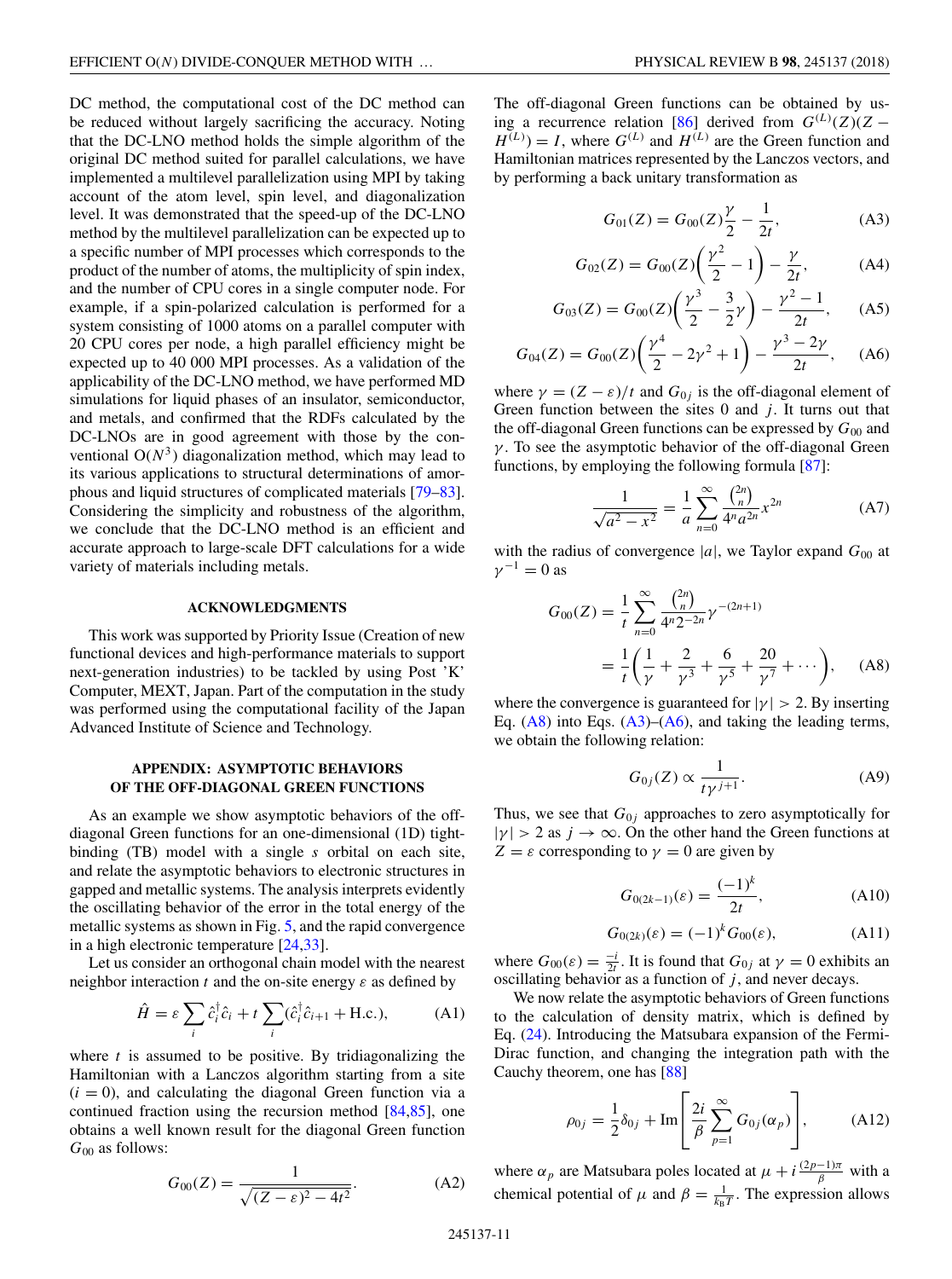DC method, the computational cost of the DC method can be reduced without largely sacrificing the accuracy. Noting that the DC-LNO method holds the simple algorithm of the original DC method suited for parallel calculations, we have implemented a multilevel parallelization using MPI by taking account of the atom level, spin level, and diagonalization level. It was demonstrated that the speed-up of the DC-LNO method by the multilevel parallelization can be expected up to a specific number of MPI processes which corresponds to the product of the number of atoms, the multiplicity of spin index, and the number of CPU cores in a single computer node. For example, if a spin-polarized calculation is performed for a system consisting of 1000 atoms on a parallel computer with 20 CPU cores per node, a high parallel efficiency might be expected up to 40 000 MPI processes. As a validation of the applicability of the DC-LNO method, we have performed MD simulations for liquid phases of an insulator, semiconductor, and metals, and confirmed that the RDFs calculated by the DC-LNOs are in good agreement with those by the conventional $O(N^3)$ diagonalization method, which may lead to its various applications to structural determinations of amorphous and liquid structures of complicated materials [79–83]. Considering the simplicity and robustness of the algorithm, we conclude that the DC-LNO method is an efficient and accurate approach to large-scale DFT calculations for a wide variety of materials including metals.

## ACKNOWLEDGMENTS

This work was supported by Priority Issue (Creation of new functional devices and high-performance materials to support next-generation industries) to be tackled by using Post 'K' Computer, MEXT, Japan. Part of the computation in the study was performed using the computational facility of the Japan Advanced Institute of Science and Technology.

## APPENDIX: ASYMPTOTIC BEHAVIORS OF THE OFF-DIAGONAL GREEN FUNCTIONS

As an example we show asymptotic behaviors of the off-diagonal Green functions for an one-dimensional (1D) tight-binding (TB) model with a single $s$ orbital on each site, and relate the asymptotic behaviors to electronic structures in gapped and metallic systems. The analysis interprets evidently the oscillating behavior of the error in the total energy of the metallic systems as shown in Fig. 5, and the rapid convergence in a high electronic temperature [24,33].

Let us consider an orthogonal chain model with the nearest neighbor interaction $t$ and the on-site energy $\varepsilon$ as defined by

$$\hat{H} = \varepsilon \sum_i \hat{c}_i^\dagger \hat{c}_i + t \sum_i (\hat{c}_i^\dagger \hat{c}_{i+1} + \text{H.c.}), \tag{A1}$$

where $t$ is assumed to be positive. By tridiagonalizing the Hamiltonian with a Lanczos algorithm starting from a site ($i = 0$), and calculating the diagonal Green function via a continued fraction using the recursion method [84,85], one obtains a well known result for the diagonal Green function $G_{00}$ as follows:

$$G_{00}(Z) = \frac{1}{\sqrt{(Z-\varepsilon)^2 - 4t^2}}. \tag{A2}$$

The off-diagonal Green functions can be obtained by using a recurrence relation [86] derived from $G^{(L)}(Z)(Z - H^{(L)}) = I$, where $G^{(L)}$ and $H^{(L)}$ are the Green function and Hamiltonian matrices represented by the Lanczos vectors, and by performing a back unitary transformation as

$$G_{01}(Z) = G_{00}(Z)\frac{\gamma}{2} - \frac{1}{2t}, \tag{A3}$$

$$G_{02}(Z) = G_{00}(Z)\left(\frac{\gamma^2}{2} - 1\right) - \frac{\gamma}{2t}, \tag{A4}$$

$$G_{03}(Z) = G_{00}(Z)\left(\frac{\gamma^3}{2} - \frac{3}{2}\gamma\right) - \frac{\gamma^2 - 1}{2t}, \tag{A5}$$

$$G_{04}(Z) = G_{00}(Z)\left(\frac{\gamma^4}{2} - 2\gamma^2 + 1\right) - \frac{\gamma^3 - 2\gamma}{2t}, \tag{A6}$$

where $\gamma = (Z - \varepsilon)/t$ and $G_{0j}$ is the off-diagonal element of Green function between the sites 0 and $j$. It turns out that the off-diagonal Green functions can be expressed by $G_{00}$ and $\gamma$. To see the asymptotic behavior of the off-diagonal Green functions, by employing the following formula [87]:

$$\frac{1}{\sqrt{a^2 - x^2}} = \frac{1}{a}\sum_{n=0}^{\infty} \frac{\binom{2n}{n}}{4^n a^{2n}} x^{2n} \tag{A7}$$

with the radius of convergence $|a|$, we Taylor expand $G_{00}$ at $\gamma^{-1} = 0$ as

$$\begin{aligned} G_{00}(Z) &= \frac{1}{t}\sum_{n=0}^{\infty} \frac{\binom{2n}{n}}{4^n 2^{-2n}} \gamma^{-(2n+1)} \\ &= \frac{1}{t}\left(\frac{1}{\gamma} + \frac{2}{\gamma^3} + \frac{6}{\gamma^5} + \frac{20}{\gamma^7} + \cdots\right), \end{aligned} \tag{A8}$$

where the convergence is guaranteed for $|\gamma| > 2$. By inserting Eq. (A8) into Eqs. (A3)–(A6), and taking the leading terms, we obtain the following relation:

$$G_{0j}(Z) \propto \frac{1}{t\gamma^{j+1}}. \tag{A9}$$

Thus, we see that $G_{0j}$ approaches to zero asymptotically for $|\gamma| > 2$ as $j \to \infty$. On the other hand the Green functions at $Z = \varepsilon$ corresponding to $\gamma = 0$ are given by

$$G_{0(2k-1)}(\varepsilon) = \frac{(-1)^k}{2t}, \tag{A10}$$

$$G_{0(2k)}(\varepsilon) = (-1)^k G_{00}(\varepsilon), \tag{A11}$$

where $G_{00}(\varepsilon) = \frac{-i}{2t}$. It is found that $G_{0j}$ at $\gamma = 0$ exhibits an oscillating behavior as a function of $j$, and never decays.

We now relate the asymptotic behaviors of Green functions to the calculation of density matrix, which is defined by Eq. (24). Introducing the Matsubara expansion of the Fermi-Dirac function, and changing the integration path with the Cauchy theorem, one has [88]

$$\rho_{0j} = \frac{1}{2}\delta_{0j} + \text{Im}\left[\frac{2i}{\beta}\sum_{p=1}^{\infty} G_{0j}(\alpha_p)\right], \tag{A12}$$

where $\alpha_p$ are Matsubara poles located at $\mu + i\frac{(2p-1)\pi}{\beta}$ with a chemical potential of $\mu$ and $\beta = \frac{1}{k_B T}$. The expression allows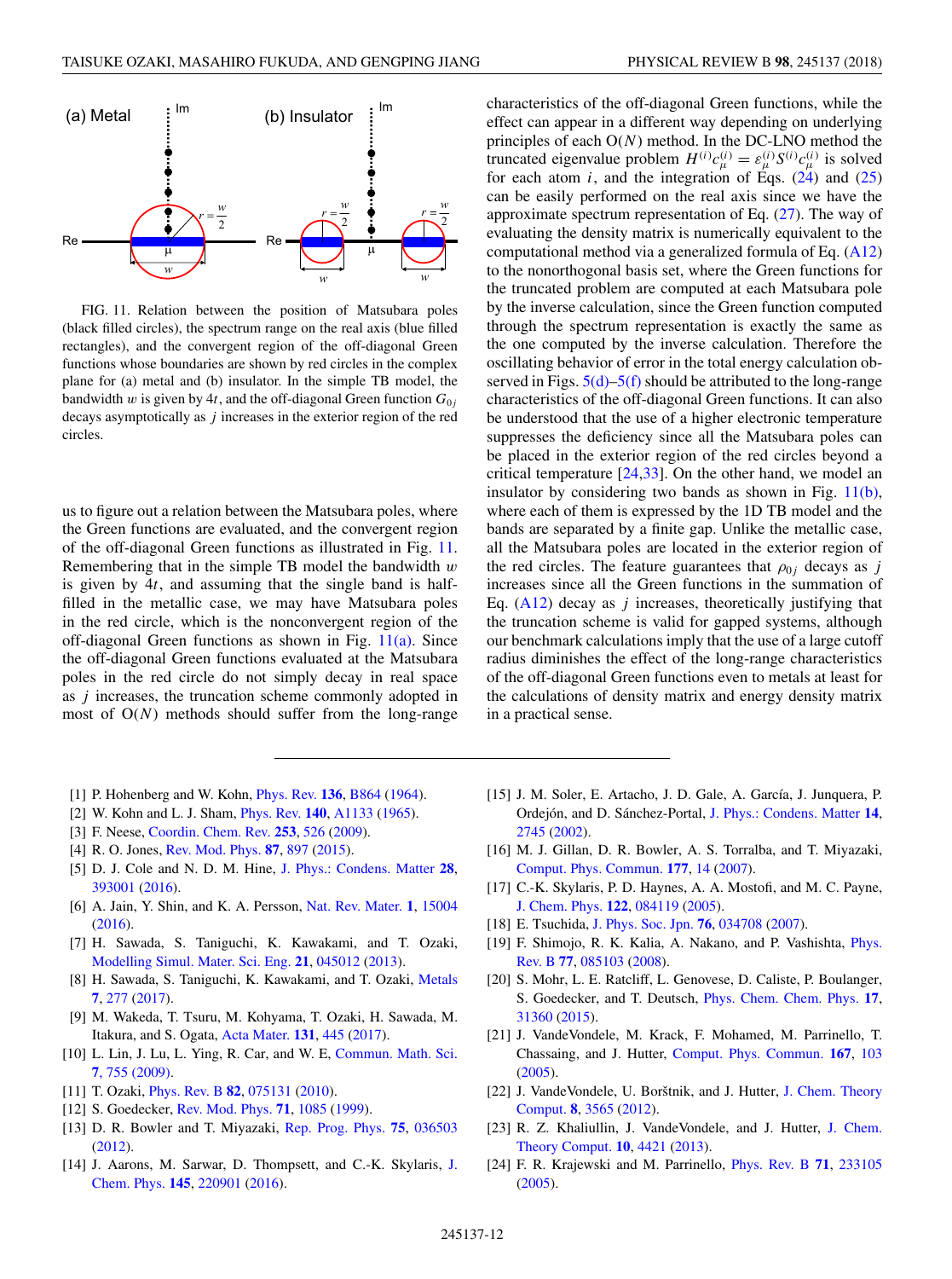FIG. 11. Relation between the position of Matsubara poles (black filled circles), the spectrum range on the real axis (blue filled rectangles), and the convergent region of the off-diagonal Green functions whose boundaries are shown by red circles in the complex plane for (a) metal and (b) insulator. In the simple TB model, the bandwidth $w$ is given by $4t$, and the off-diagonal Green function $G_{0j}$ decays asymptotically as $j$ increases in the exterior region of the red circles.

us to figure out a relation between the Matsubara poles, where the Green functions are evaluated, and the convergent region of the off-diagonal Green functions as illustrated in Fig. 11. Remembering that in the simple TB model the bandwidth $w$ is given by $4t$, and assuming that the single band is half-filled in the metallic case, we may have Matsubara poles in the red circle, which is the nonconvergent region of the off-diagonal Green functions as shown in Fig. 11(a). Since the off-diagonal Green functions evaluated at the Matsubara poles in the red circle do not simply decay in real space as $j$ increases, the truncation scheme commonly adopted in most of O($N$) methods should suffer from the long-range characteristics of the off-diagonal Green functions, while the effect can appear in a different way depending on underlying principles of each O($N$) method. In the DC-LNO method the truncated eigenvalue problem $H^{(i)}c_{\mu}^{(i)} = \varepsilon_{\mu}^{(i)}S^{(i)}c_{\mu}^{(i)}$ is solved for each atom $i$, and the integration of Eqs. (24) and (25) can be easily performed on the real axis since we have the approximate spectrum representation of Eq. (27). The way of evaluating the density matrix is numerically equivalent to the computational method via a generalized formula of Eq. (A12) to the nonorthogonal basis set, where the Green functions for the truncated problem are computed at each Matsubara pole by the inverse calculation, since the Green function computed through the spectrum representation is exactly the same as the one computed by the inverse calculation. Therefore the oscillating behavior of error in the total energy calculation observed in Figs. 5(d)–5(f) should be attributed to the long-range characteristics of the off-diagonal Green functions. It can also be understood that the use of a higher electronic temperature suppresses the deficiency since all the Matsubara poles can be placed in the exterior region of the red circles beyond a critical temperature [24,33]. On the other hand, we model an insulator by considering two bands as shown in Fig. 11(b), where each of them is expressed by the 1D TB model and the bands are separated by a finite gap. Unlike the metallic case, all the Matsubara poles are located in the exterior region of the red circles. The feature guarantees that $\rho_{0j}$ decays as $j$ increases since all the Green functions in the summation of Eq. (A12) decay as $j$ increases, theoretically justifying that the truncation scheme is valid for gapped systems, although our benchmark calculations imply that the use of a large cutoff radius diminishes the effect of the long-range characteristics of the off-diagonal Green functions even to metals at least for the calculations of density matrix and energy density matrix in a practical sense.

[1] P. Hohenberg and W. Kohn, Phys. Rev. **136**, B864 (1964).
[2] W. Kohn and L. J. Sham, Phys. Rev. **140**, A1133 (1965).
[3] F. Neese, Coordin. Chem. Rev. **253**, 526 (2009).
[4] R. O. Jones, Rev. Mod. Phys. **87**, 897 (2015).
[5] D. J. Cole and N. D. M. Hine, J. Phys.: Condens. Matter **28**, 393001 (2016).
[6] A. Jain, Y. Shin, and K. A. Persson, Nat. Rev. Mater. **1**, 15004 (2016).
[7] H. Sawada, S. Taniguchi, K. Kawakami, and T. Ozaki, Modelling Simul. Mater. Sci. Eng. **21**, 045012 (2013).
[8] H. Sawada, S. Taniguchi, K. Kawakami, and T. Ozaki, Metals **7**, 277 (2017).
[9] M. Wakeda, T. Tsuru, M. Kohyama, T. Ozaki, H. Sawada, M. Itakura, and S. Ogata, Acta Mater. **131**, 445 (2017).
[10] L. Lin, J. Lu, L. Ying, R. Car, and W. E, Commun. Math. Sci. **7**, 755 (2009).
[11] T. Ozaki, Phys. Rev. B **82**, 075131 (2010).
[12] S. Goedecker, Rev. Mod. Phys. **71**, 1085 (1999).
[13] D. R. Bowler and T. Miyazaki, Rep. Prog. Phys. **75**, 036503 (2012).
[14] J. Aarons, M. Sarwar, D. Thompsett, and C.-K. Skylaris, J. Chem. Phys. **145**, 220901 (2016).
[15] J. M. Soler, E. Artacho, J. D. Gale, A. García, J. Junquera, P. Ordejón, and D. Sánchez-Portal, J. Phys.: Condens. Matter **14**, 2745 (2002).
[16] M. J. Gillan, D. R. Bowler, A. S. Torralba, and T. Miyazaki, Comput. Phys. Commun. **177**, 14 (2007).
[17] C.-K. Skylaris, P. D. Haynes, A. A. Mostofi, and M. C. Payne, J. Chem. Phys. **122**, 084119 (2005).
[18] E. Tsuchida, J. Phys. Soc. Jpn. **76**, 034708 (2007).
[19] F. Shimojo, R. K. Kalia, A. Nakano, and P. Vashishta, Phys. Rev. B **77**, 085103 (2008).
[20] S. Mohr, L. E. Ratcliff, L. Genovese, D. Caliste, P. Boulanger, S. Goedecker, and T. Deutsch, Phys. Chem. Chem. Phys. **17**, 31360 (2015).
[21] J. VandeVondele, M. Krack, F. Mohamed, M. Parrinello, T. Chassaing, and J. Hutter, Comput. Phys. Commun. **167**, 103 (2005).
[22] J. VandeVondele, U. Borštnik, and J. Hutter, J. Chem. Theory Comput. **8**, 3565 (2012).
[23] R. Z. Khaliullin, J. VandeVondele, and J. Hutter, J. Chem. Theory Comput. **10**, 4421 (2013).
[24] F. R. Krajewski and M. Parrinello, Phys. Rev. B **71**, 233105 (2005).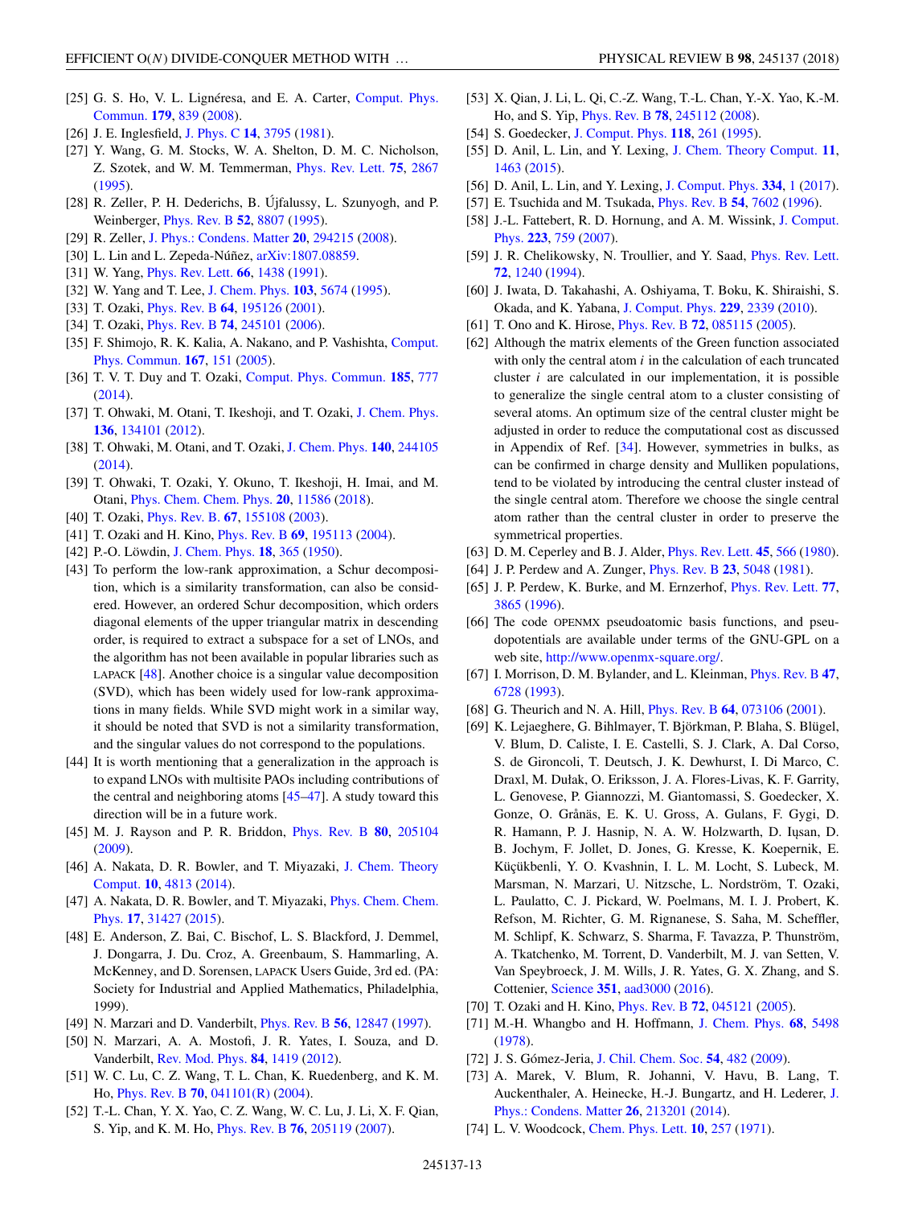[25] G. S. Ho, V. L. Lignéresa, and E. A. Carter, Comput. Phys. Commun. **179**, 839 (2008).

[26] J. E. Inglesfield, J. Phys. C **14**, 3795 (1981).

[27] Y. Wang, G. M. Stocks, W. A. Shelton, D. M. C. Nicholson, Z. Szotek, and W. M. Temmerman, Phys. Rev. Lett. **75**, 2867 (1995).

[28] R. Zeller, P. H. Dederichs, B. Újfalussy, L. Szunyogh, and P. Weinberger, Phys. Rev. B **52**, 8807 (1995).

[29] R. Zeller, J. Phys.: Condens. Matter **20**, 294215 (2008).

[30] L. Lin and L. Zepeda-Núñez, arXiv:1807.08859.

[31] W. Yang, Phys. Rev. Lett. **66**, 1438 (1991).

[32] W. Yang and T. Lee, J. Chem. Phys. **103**, 5674 (1995).

[33] T. Ozaki, Phys. Rev. B **64**, 195126 (2001).

[34] T. Ozaki, Phys. Rev. B **74**, 245101 (2006).

[35] F. Shimojo, R. K. Kalia, A. Nakano, and P. Vashishta, Comput. Phys. Commun. **167**, 151 (2005).

[36] T. V. T. Duy and T. Ozaki, Comput. Phys. Commun. **185**, 777 (2014).

[37] T. Ohwaki, M. Otani, T. Ikeshoji, and T. Ozaki, J. Chem. Phys. **136**, 134101 (2012).

[38] T. Ohwaki, M. Otani, and T. Ozaki, J. Chem. Phys. **140**, 244105 (2014).

[39] T. Ohwaki, T. Ozaki, Y. Okuno, T. Ikeshoji, H. Imai, and M. Otani, Phys. Chem. Chem. Phys. **20**, 11586 (2018).

[40] T. Ozaki, Phys. Rev. B. **67**, 155108 (2003).

[41] T. Ozaki and H. Kino, Phys. Rev. B **69**, 195113 (2004).

[42] P.-O. Löwdin, J. Chem. Phys. **18**, 365 (1950).

[43] To perform the low-rank approximation, a Schur decomposition, which is a similarity transformation, can also be considered. However, an ordered Schur decomposition, which orders diagonal elements of the upper triangular matrix in descending order, is required to extract a subspace for a set of LNOs, and the algorithm has not been available in popular libraries such as LAPACK [48]. Another choice is a singular value decomposition (SVD), which has been widely used for low-rank approximations in many fields. While SVD might work in a similar way, it should be noted that SVD is not a similarity transformation, and the singular values do not correspond to the populations.

[44] It is worth mentioning that a generalization in the approach is to expand LNOs with multisite PAOs including contributions of the central and neighboring atoms [45–47]. A study toward this direction will be in a future work.

[45] M. J. Rayson and P. R. Briddon, Phys. Rev. B **80**, 205104 (2009).

[46] A. Nakata, D. R. Bowler, and T. Miyazaki, J. Chem. Theory Comput. **10**, 4813 (2014).

[47] A. Nakata, D. R. Bowler, and T. Miyazaki, Phys. Chem. Chem. Phys. **17**, 31427 (2015).

[48] E. Anderson, Z. Bai, C. Bischof, L. S. Blackford, J. Demmel, J. Dongarra, J. Du. Croz, A. Greenbaum, S. Hammarling, A. McKenney, and D. Sorensen, LAPACK Users Guide, 3rd ed. (PA: Society for Industrial and Applied Mathematics, Philadelphia, 1999).

[49] N. Marzari and D. Vanderbilt, Phys. Rev. B **56**, 12847 (1997).

[50] N. Marzari, A. A. Mostofi, J. R. Yates, I. Souza, and D. Vanderbilt, Rev. Mod. Phys. **84**, 1419 (2012).

[51] W. C. Lu, C. Z. Wang, T. L. Chan, K. Ruedenberg, and K. M. Ho, Phys. Rev. B **70**, 041101(R) (2004).

[52] T.-L. Chan, Y. X. Yao, C. Z. Wang, W. C. Lu, J. Li, X. F. Qian, S. Yip, and K. M. Ho, Phys. Rev. B **76**, 205119 (2007).

[53] X. Qian, J. Li, L. Qi, C.-Z. Wang, T.-L. Chan, Y.-X. Yao, K.-M. Ho, and S. Yip, Phys. Rev. B **78**, 245112 (2008).

[54] S. Goedecker, J. Comput. Phys. **118**, 261 (1995).

[55] D. Anil, L. Lin, and Y. Lexing, J. Chem. Theory Comput. **11**, 1463 (2015).

[56] D. Anil, L. Lin, and Y. Lexing, J. Comput. Phys. **334**, 1 (2017).

[57] E. Tsuchida and M. Tsukada, Phys. Rev. B **54**, 7602 (1996).

[58] J.-L. Fattebert, R. D. Hornung, and A. M. Wissink, J. Comput. Phys. **223**, 759 (2007).

[59] J. R. Chelikowsky, N. Troullier, and Y. Saad, Phys. Rev. Lett. **72**, 1240 (1994).

[60] J. Iwata, D. Takahashi, A. Oshiyama, T. Boku, K. Shiraishi, S. Okada, and K. Yabana, J. Comput. Phys. **229**, 2339 (2010).

[61] T. Ono and K. Hirose, Phys. Rev. B **72**, 085115 (2005).

[62] Although the matrix elements of the Green function associated with only the central atom $i$ in the calculation of each truncated cluster $i$ are calculated in our implementation, it is possible to generalize the single central atom to a cluster consisting of several atoms. An optimum size of the central cluster might be adjusted in order to reduce the computational cost as discussed in Appendix of Ref. [34]. However, symmetries in bulks, as can be confirmed in charge density and Mulliken populations, tend to be violated by introducing the central cluster instead of the single central atom. Therefore we choose the single central atom rather than the central cluster in order to preserve the symmetrical properties.

[63] D. M. Ceperley and B. J. Alder, Phys. Rev. Lett. **45**, 566 (1980).

[64] J. P. Perdew and A. Zunger, Phys. Rev. B **23**, 5048 (1981).

[65] J. P. Perdew, K. Burke, and M. Ernzerhof, Phys. Rev. Lett. **77**, 3865 (1996).

[66] The code OPENMX pseudoatomic basis functions, and pseudopotentials are available under terms of the GNU-GPL on a web site, http://www.openmx-square.org/.

[67] I. Morrison, D. M. Bylander, and L. Kleinman, Phys. Rev. B **47**, 6728 (1993).

[68] G. Theurich and N. A. Hill, Phys. Rev. B **64**, 073106 (2001).

[69] K. Lejaeghere, G. Bihlmayer, T. Björkman, P. Blaha, S. Blügel, V. Blum, D. Caliste, I. E. Castelli, S. J. Clark, A. Dal Corso, S. de Gironcoli, T. Deutsch, J. K. Dewhurst, I. Di Marco, C. Draxl, M. Dułak, O. Eriksson, J. A. Flores-Livas, K. F. Garrity, L. Genovese, P. Giannozzi, M. Giantomassi, S. Goedecker, X. Gonze, O. Grånäs, E. K. U. Gross, A. Gulans, F. Gygi, D. R. Hamann, P. J. Hasnip, N. A. W. Holzwarth, D. Iuşan, D. B. Jochym, F. Jollet, D. Jones, G. Kresse, K. Koepernik, E. Küçükbenli, Y. O. Kvashnin, I. L. M. Locht, S. Lubeck, M. Marsman, N. Marzari, U. Nitzsche, L. Nordström, T. Ozaki, L. Paulatto, C. J. Pickard, W. Poelmans, M. I. J. Probert, K. Refson, M. Richter, G. M. Rignanese, S. Saha, M. Scheffler, M. Schlipf, K. Schwarz, S. Sharma, F. Tavazza, P. Thunström, A. Tkatchenko, M. Torrent, D. Vanderbilt, M. J. van Setten, V. Van Speybroeck, J. M. Wills, J. R. Yates, G. X. Zhang, and S. Cottenier, Science **351**, aad3000 (2016).

[70] T. Ozaki and H. Kino, Phys. Rev. B **72**, 045121 (2005).

[71] M.-H. Whangbo and H. Hoffmann, J. Chem. Phys. **68**, 5498 (1978).

[72] J. S. Gómez-Jeria, J. Chil. Chem. Soc. **54**, 482 (2009).

[73] A. Marek, V. Blum, R. Johanni, V. Havu, B. Lang, T. Auckenthaler, A. Heinecke, H.-J. Bungartz, and H. Lederer, J. Phys.: Condens. Matter **26**, 213201 (2014).

[74] L. V. Woodcock, Chem. Phys. Lett. **10**, 257 (1971).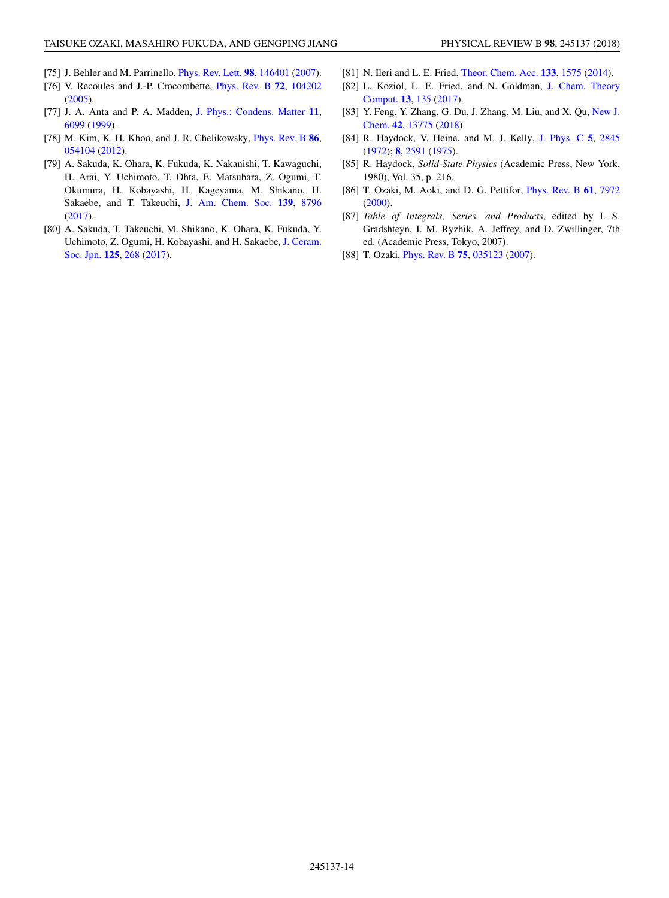[75] J. Behler and M. Parrinello, Phys. Rev. Lett. **98**, 146401 (2007).

[76] V. Recoules and J.-P. Crocombette, Phys. Rev. B **72**, 104202 (2005).

[77] J. A. Anta and P. A. Madden, J. Phys.: Condens. Matter **11**, 6099 (1999).

[78] M. Kim, K. H. Khoo, and J. R. Chelikowsky, Phys. Rev. B **86**, 054104 (2012).

[79] A. Sakuda, K. Ohara, K. Fukuda, K. Nakanishi, T. Kawaguchi, H. Arai, Y. Uchimoto, T. Ohta, E. Matsubara, Z. Ogumi, T. Okumura, H. Kobayashi, H. Kageyama, M. Shikano, H. Sakaebe, and T. Takeuchi, J. Am. Chem. Soc. **139**, 8796 (2017).

[80] A. Sakuda, T. Takeuchi, M. Shikano, K. Ohara, K. Fukuda, Y. Uchimoto, Z. Ogumi, H. Kobayashi, and H. Sakaebe, J. Ceram. Soc. Jpn. **125**, 268 (2017).

[81] N. Ileri and L. E. Fried, Theor. Chem. Acc. **133**, 1575 (2014).

[82] L. Koziol, L. E. Fried, and N. Goldman, J. Chem. Theory Comput. **13**, 135 (2017).

[83] Y. Feng, Y. Zhang, G. Du, J. Zhang, M. Liu, and X. Qu, New J. Chem. **42**, 13775 (2018).

[84] R. Haydock, V. Heine, and M. J. Kelly, J. Phys. C **5**, 2845 (1972); **8**, 2591 (1975).

[85] R. Haydock, *Solid State Physics* (Academic Press, New York, 1980), Vol. 35, p. 216.

[86] T. Ozaki, M. Aoki, and D. G. Pettifor, Phys. Rev. B **61**, 7972 (2000).

[87] *Table of Integrals, Series, and Products*, edited by I. S. Gradshteyn, I. M. Ryzhik, A. Jeffrey, and D. Zwillinger, 7th ed. (Academic Press, Tokyo, 2007).

[88] T. Ozaki, Phys. Rev. B **75**, 035123 (2007).